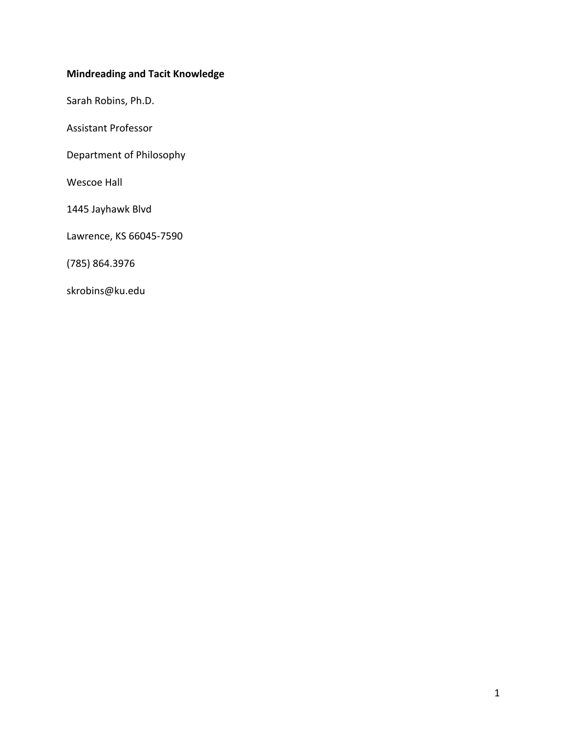**Mindreading and Tacit Knowledge**

Sarah Robins, Ph.D.

Assistant Professor

Department of Philosophy

Wescoe Hall

1445 Jayhawk Blvd

Lawrence, KS 66045-7590

(785) 864.3976

skrobins@ku.edu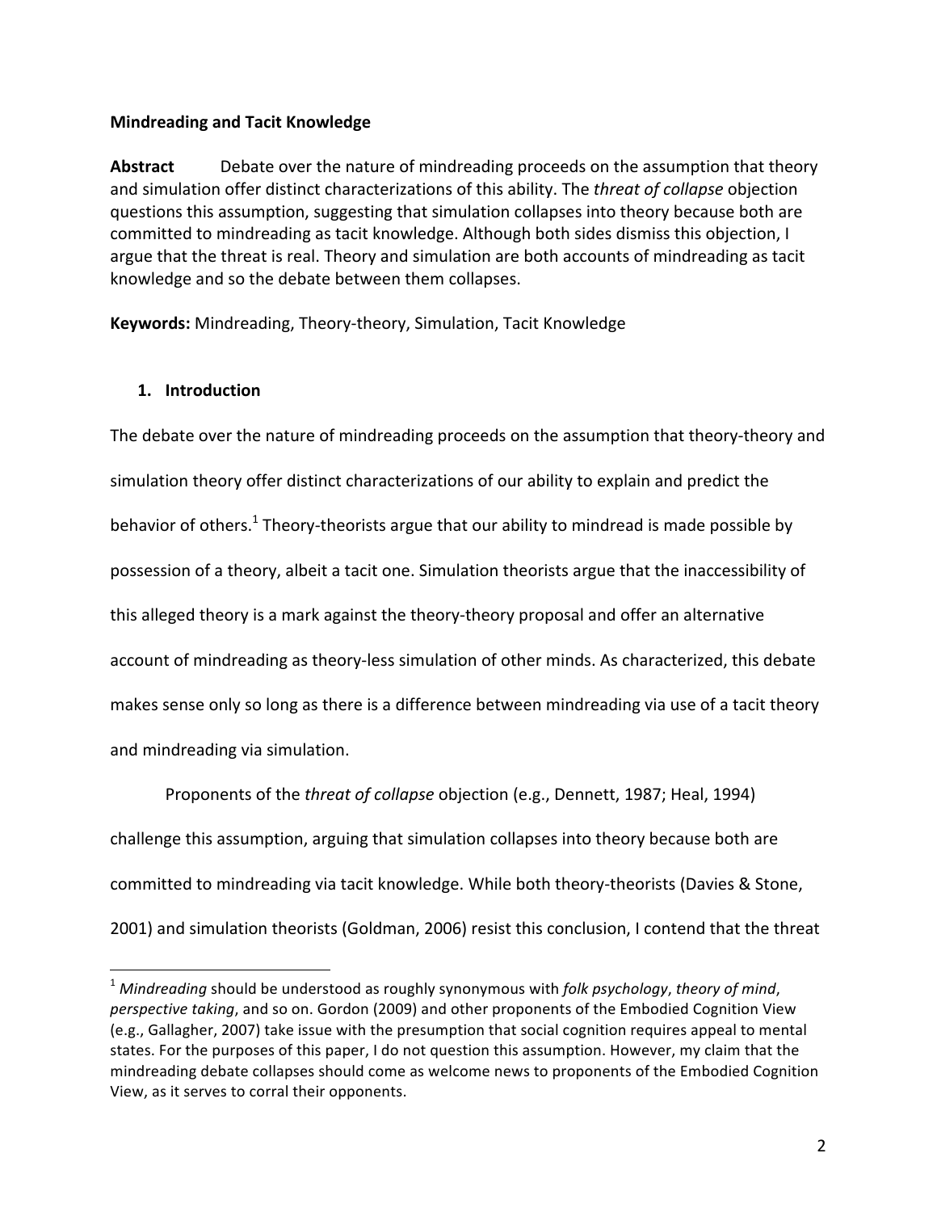**Mindreading and Tacit Knowledge**

**Abstract** Debate over the nature of mindreading proceeds on the assumption that theory and simulation offer distinct characterizations of this ability. The *threat of collapse* objection questions this assumption, suggesting that simulation collapses into theory because both are committed to mindreading as tacit knowledge. Although both sides dismiss this objection, I argue that the threat is real. Theory and simulation are both accounts of mindreading as tacit knowledge and so the debate between them collapses.

**Keywords:** Mindreading, Theory-theory, Simulation, Tacit Knowledge

## 1. Introduction

The debate over the nature of mindreading proceeds on the assumption that theory-theory and simulation theory offer distinct characterizations of our ability to explain and predict the behavior of others.[1] Theory-theorists argue that our ability to mindread is made possible by possession of a theory, albeit a tacit one. Simulation theorists argue that the inaccessibility of this alleged theory is a mark against the theory-theory proposal and offer an alternative account of mindreading as theory-less simulation of other minds. As characterized, this debate makes sense only so long as there is a difference between mindreading via use of a tacit theory and mindreading via simulation.

Proponents of the *threat of collapse* objection (e.g., Dennett, 1987; Heal, 1994) challenge this assumption, arguing that simulation collapses into theory because both are committed to mindreading via tacit knowledge. While both theory-theorists (Davies & Stone, 2001) and simulation theorists (Goldman, 2006) resist this conclusion, I contend that the threat

[1] *Mindreading* should be understood as roughly synonymous with *folk psychology*, *theory of mind*, *perspective taking*, and so on. Gordon (2009) and other proponents of the Embodied Cognition View (e.g., Gallagher, 2007) take issue with the presumption that social cognition requires appeal to mental states. For the purposes of this paper, I do not question this assumption. However, my claim that the mindreading debate collapses should come as welcome news to proponents of the Embodied Cognition View, as it serves to corral their opponents.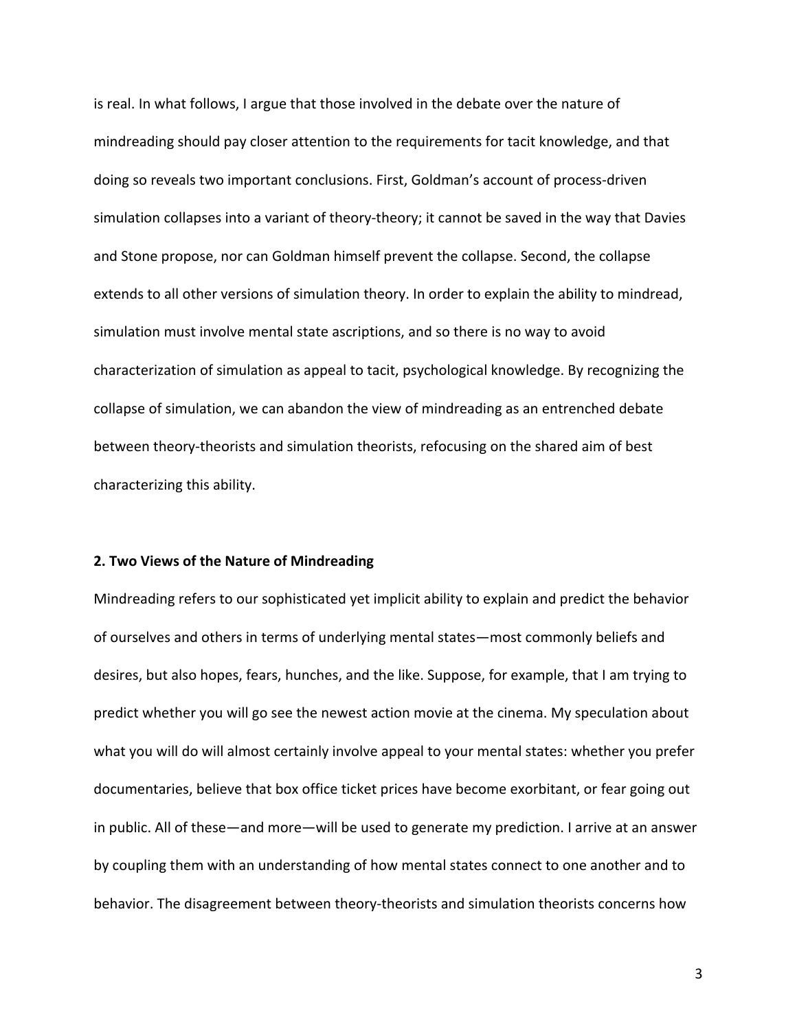is real. In what follows, I argue that those involved in the debate over the nature of mindreading should pay closer attention to the requirements for tacit knowledge, and that doing so reveals two important conclusions. First, Goldman's account of process-driven simulation collapses into a variant of theory-theory; it cannot be saved in the way that Davies and Stone propose, nor can Goldman himself prevent the collapse. Second, the collapse extends to all other versions of simulation theory. In order to explain the ability to mindread, simulation must involve mental state ascriptions, and so there is no way to avoid characterization of simulation as appeal to tacit, psychological knowledge. By recognizing the collapse of simulation, we can abandon the view of mindreading as an entrenched debate between theory-theorists and simulation theorists, refocusing on the shared aim of best characterizing this ability.

## 2. Two Views of the Nature of Mindreading

Mindreading refers to our sophisticated yet implicit ability to explain and predict the behavior of ourselves and others in terms of underlying mental states—most commonly beliefs and desires, but also hopes, fears, hunches, and the like. Suppose, for example, that I am trying to predict whether you will go see the newest action movie at the cinema. My speculation about what you will do will almost certainly involve appeal to your mental states: whether you prefer documentaries, believe that box office ticket prices have become exorbitant, or fear going out in public. All of these—and more—will be used to generate my prediction. I arrive at an answer by coupling them with an understanding of how mental states connect to one another and to behavior. The disagreement between theory-theorists and simulation theorists concerns how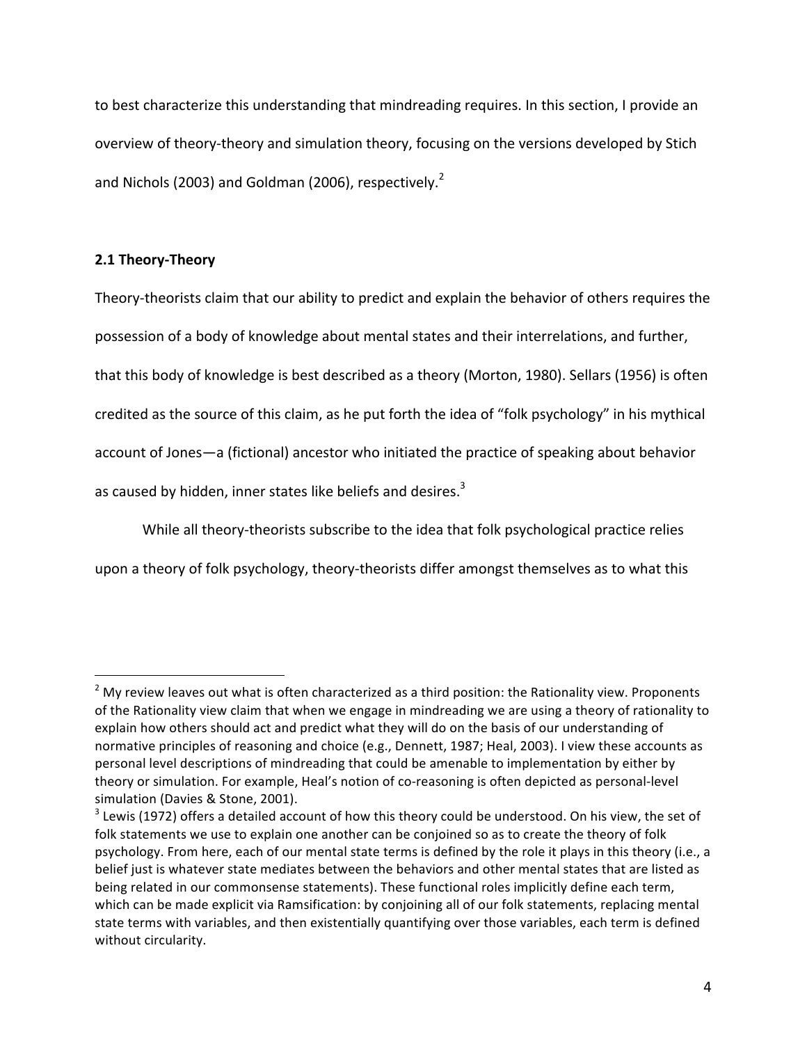to best characterize this understanding that mindreading requires. In this section, I provide an overview of theory-theory and simulation theory, focusing on the versions developed by Stich and Nichols (2003) and Goldman (2006), respectively.[2]

### 2.1 Theory-Theory

Theory-theorists claim that our ability to predict and explain the behavior of others requires the possession of a body of knowledge about mental states and their interrelations, and further, that this body of knowledge is best described as a theory (Morton, 1980). Sellars (1956) is often credited as the source of this claim, as he put forth the idea of "folk psychology" in his mythical account of Jones—a (fictional) ancestor who initiated the practice of speaking about behavior as caused by hidden, inner states like beliefs and desires.[3]

While all theory-theorists subscribe to the idea that folk psychological practice relies upon a theory of folk psychology, theory-theorists differ amongst themselves as to what this

---

[2] My review leaves out what is often characterized as a third position: the Rationality view. Proponents of the Rationality view claim that when we engage in mindreading we are using a theory of rationality to explain how others should act and predict what they will do on the basis of our understanding of normative principles of reasoning and choice (e.g., Dennett, 1987; Heal, 2003). I view these accounts as personal level descriptions of mindreading that could be amenable to implementation by either by theory or simulation. For example, Heal's notion of co-reasoning is often depicted as personal-level simulation (Davies & Stone, 2001).

[3] Lewis (1972) offers a detailed account of how this theory could be understood. On his view, the set of folk statements we use to explain one another can be conjoined so as to create the theory of folk psychology. From here, each of our mental state terms is defined by the role it plays in this theory (i.e., a belief just is whatever state mediates between the behaviors and other mental states that are listed as being related in our commonsense statements). These functional roles implicitly define each term, which can be made explicit via Ramsification: by conjoining all of our folk statements, replacing mental state terms with variables, and then existentially quantifying over those variables, each term is defined without circularity.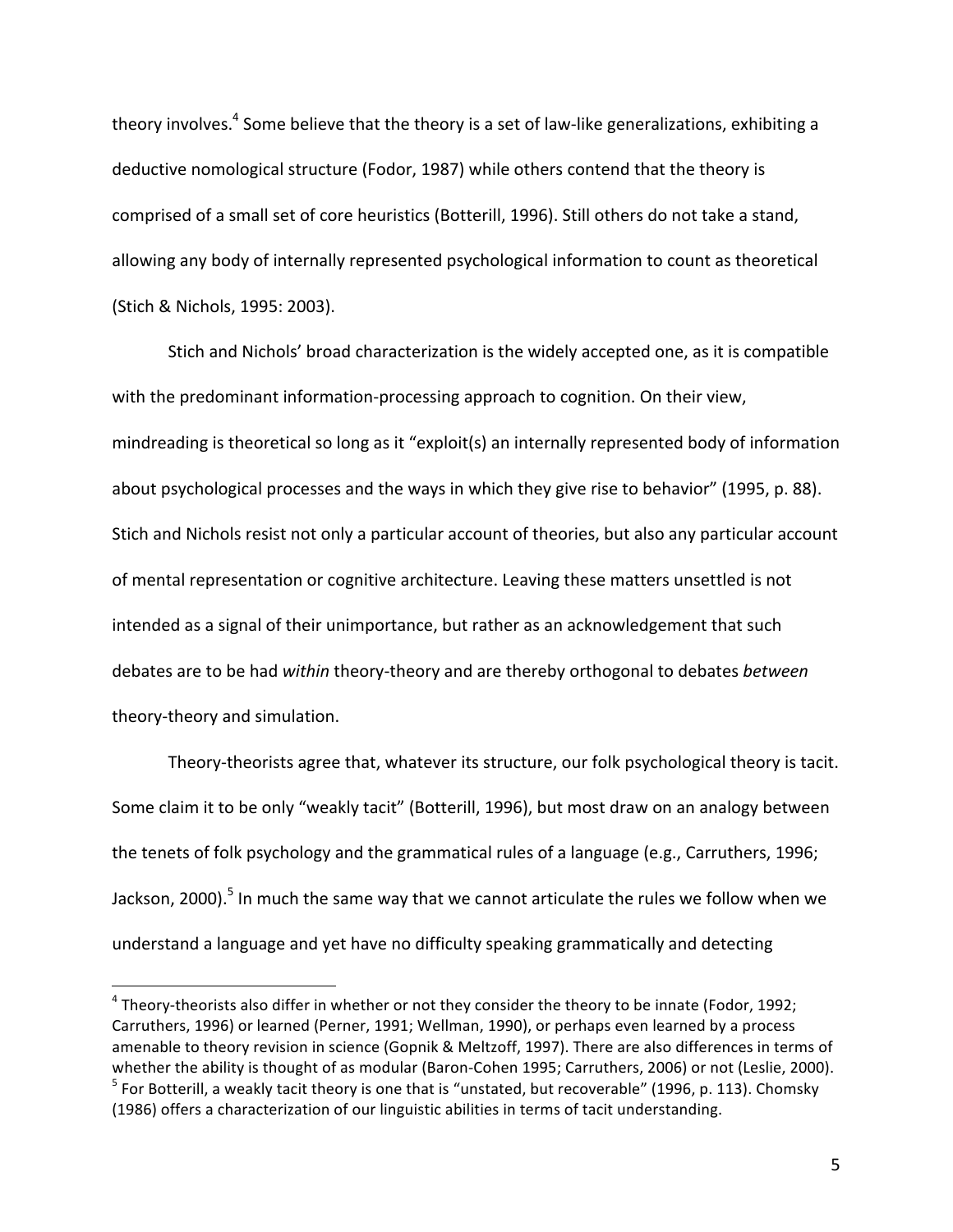theory involves.[4] Some believe that the theory is a set of law-like generalizations, exhibiting a deductive nomological structure (Fodor, 1987) while others contend that the theory is comprised of a small set of core heuristics (Botterill, 1996). Still others do not take a stand, allowing any body of internally represented psychological information to count as theoretical (Stich & Nichols, 1995: 2003).

Stich and Nichols' broad characterization is the widely accepted one, as it is compatible with the predominant information-processing approach to cognition. On their view, mindreading is theoretical so long as it "exploit(s) an internally represented body of information about psychological processes and the ways in which they give rise to behavior" (1995, p. 88). Stich and Nichols resist not only a particular account of theories, but also any particular account of mental representation or cognitive architecture. Leaving these matters unsettled is not intended as a signal of their unimportance, but rather as an acknowledgement that such debates are to be had *within* theory-theory and are thereby orthogonal to debates *between* theory-theory and simulation.

Theory-theorists agree that, whatever its structure, our folk psychological theory is tacit. Some claim it to be only "weakly tacit" (Botterill, 1996), but most draw on an analogy between the tenets of folk psychology and the grammatical rules of a language (e.g., Carruthers, 1996; Jackson, 2000).[5] In much the same way that we cannot articulate the rules we follow when we understand a language and yet have no difficulty speaking grammatically and detecting

---

[4] Theory-theorists also differ in whether or not they consider the theory to be innate (Fodor, 1992; Carruthers, 1996) or learned (Perner, 1991; Wellman, 1990), or perhaps even learned by a process amenable to theory revision in science (Gopnik & Meltzoff, 1997). There are also differences in terms of whether the ability is thought of as modular (Baron-Cohen 1995; Carruthers, 2006) or not (Leslie, 2000).

[5] For Botterill, a weakly tacit theory is one that is "unstated, but recoverable" (1996, p. 113). Chomsky (1986) offers a characterization of our linguistic abilities in terms of tacit understanding.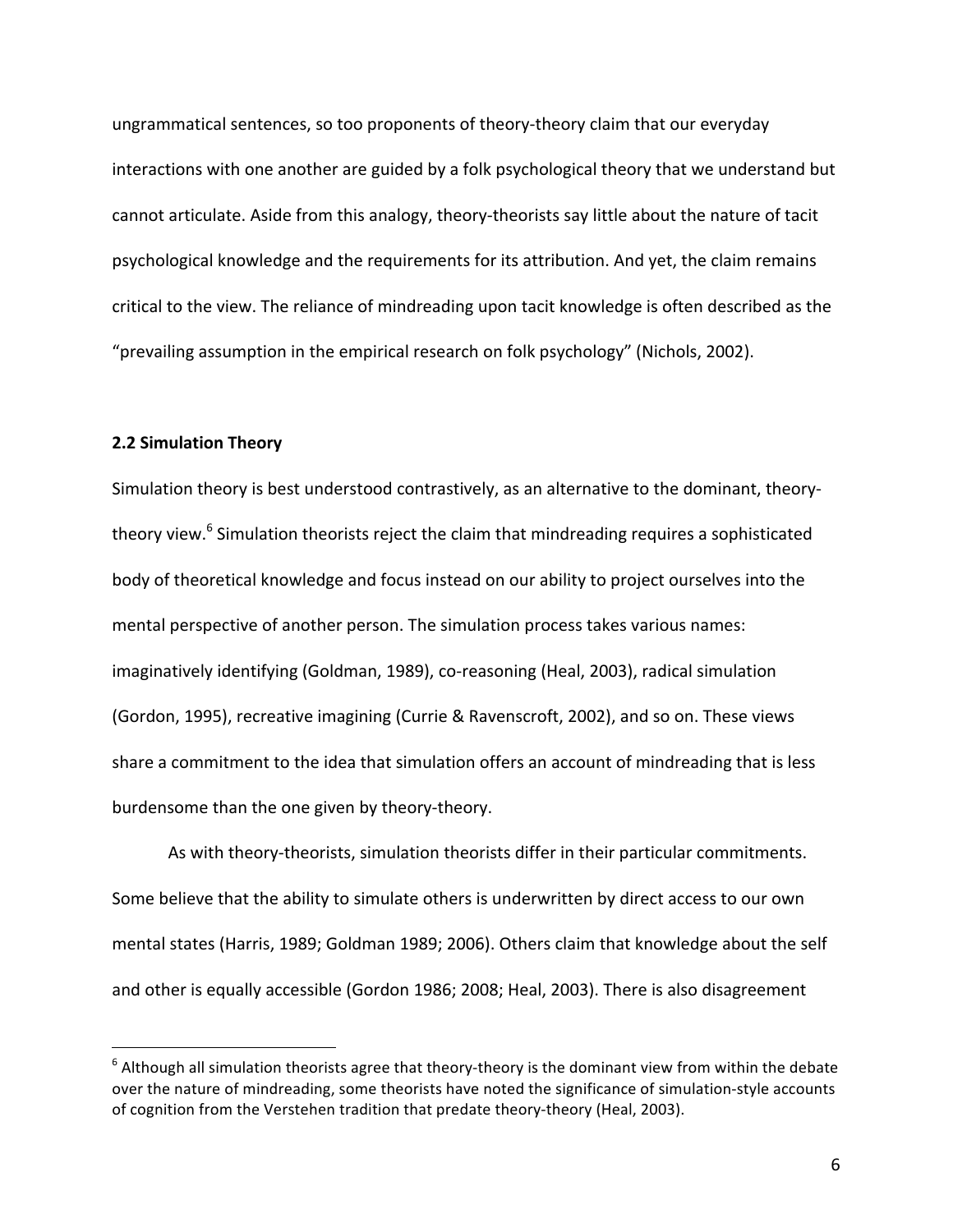ungrammatical sentences, so too proponents of theory-theory claim that our everyday interactions with one another are guided by a folk psychological theory that we understand but cannot articulate. Aside from this analogy, theory-theorists say little about the nature of tacit psychological knowledge and the requirements for its attribution. And yet, the claim remains critical to the view. The reliance of mindreading upon tacit knowledge is often described as the "prevailing assumption in the empirical research on folk psychology" (Nichols, 2002).

### 2.2 Simulation Theory

Simulation theory is best understood contrastively, as an alternative to the dominant, theory-theory view.[6] Simulation theorists reject the claim that mindreading requires a sophisticated body of theoretical knowledge and focus instead on our ability to project ourselves into the mental perspective of another person. The simulation process takes various names: imaginatively identifying (Goldman, 1989), co-reasoning (Heal, 2003), radical simulation (Gordon, 1995), recreative imagining (Currie & Ravenscroft, 2002), and so on. These views share a commitment to the idea that simulation offers an account of mindreading that is less burdensome than the one given by theory-theory.

As with theory-theorists, simulation theorists differ in their particular commitments. Some believe that the ability to simulate others is underwritten by direct access to our own mental states (Harris, 1989; Goldman 1989; 2006). Others claim that knowledge about the self and other is equally accessible (Gordon 1986; 2008; Heal, 2003). There is also disagreement

[6] Although all simulation theorists agree that theory-theory is the dominant view from within the debate over the nature of mindreading, some theorists have noted the significance of simulation-style accounts of cognition from the Verstehen tradition that predate theory-theory (Heal, 2003).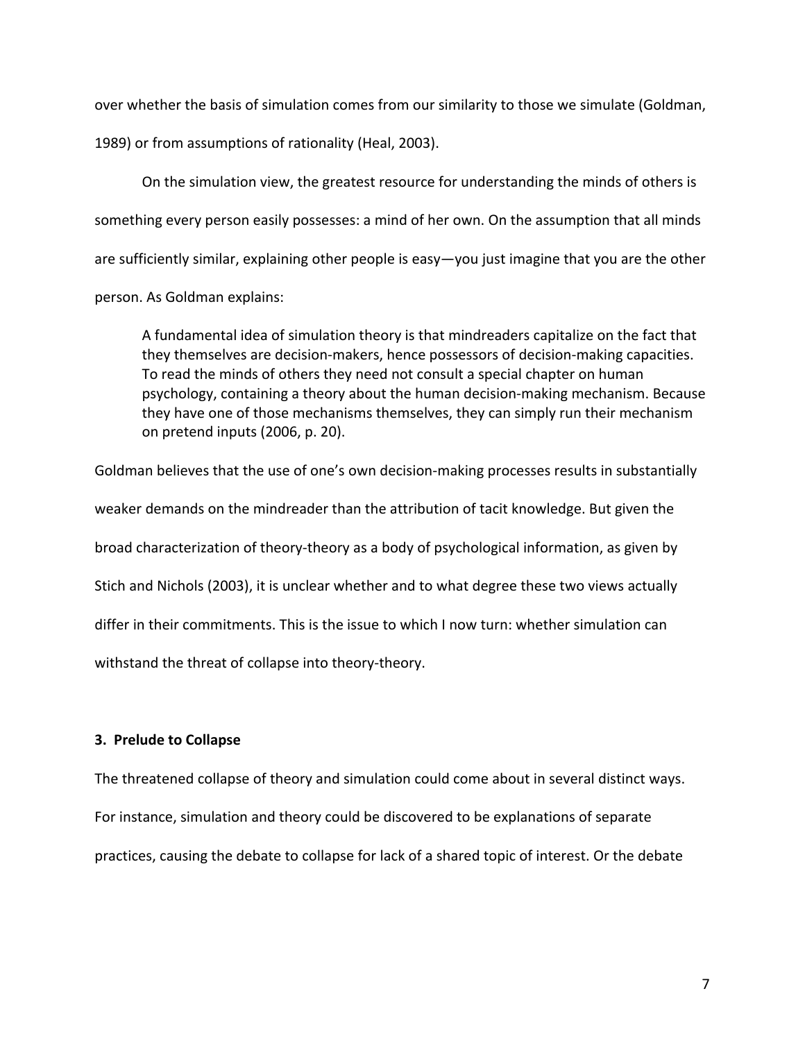over whether the basis of simulation comes from our similarity to those we simulate (Goldman, 1989) or from assumptions of rationality (Heal, 2003).

On the simulation view, the greatest resource for understanding the minds of others is something every person easily possesses: a mind of her own. On the assumption that all minds are sufficiently similar, explaining other people is easy—you just imagine that you are the other person. As Goldman explains:

> A fundamental idea of simulation theory is that mindreaders capitalize on the fact that they themselves are decision-makers, hence possessors of decision-making capacities. To read the minds of others they need not consult a special chapter on human psychology, containing a theory about the human decision-making mechanism. Because they have one of those mechanisms themselves, they can simply run their mechanism on pretend inputs (2006, p. 20).

Goldman believes that the use of one's own decision-making processes results in substantially weaker demands on the mindreader than the attribution of tacit knowledge. But given the broad characterization of theory-theory as a body of psychological information, as given by Stich and Nichols (2003), it is unclear whether and to what degree these two views actually differ in their commitments. This is the issue to which I now turn: whether simulation can withstand the threat of collapse into theory-theory.

### 3. Prelude to Collapse

The threatened collapse of theory and simulation could come about in several distinct ways. For instance, simulation and theory could be discovered to be explanations of separate practices, causing the debate to collapse for lack of a shared topic of interest. Or the debate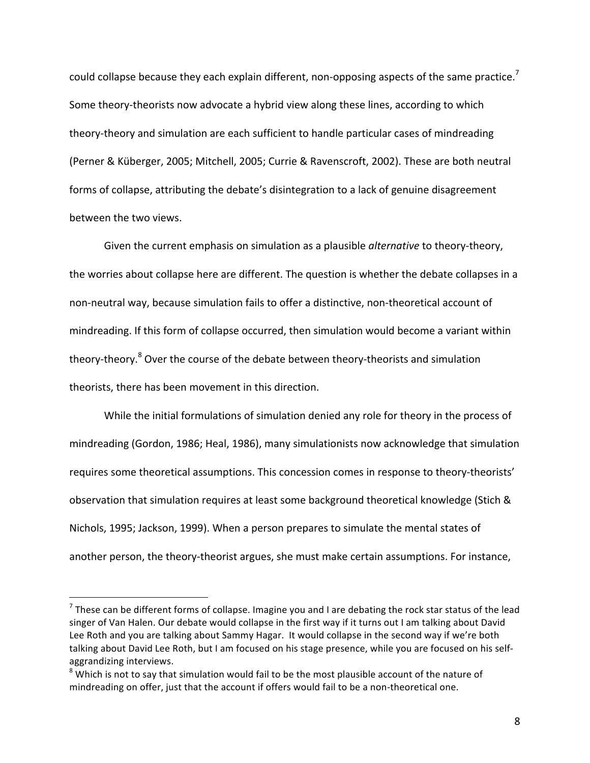could collapse because they each explain different, non-opposing aspects of the same practice.[7] Some theory-theorists now advocate a hybrid view along these lines, according to which theory-theory and simulation are each sufficient to handle particular cases of mindreading (Perner & Küberger, 2005; Mitchell, 2005; Currie & Ravenscroft, 2002). These are both neutral forms of collapse, attributing the debate's disintegration to a lack of genuine disagreement between the two views.

Given the current emphasis on simulation as a plausible *alternative* to theory-theory, the worries about collapse here are different. The question is whether the debate collapses in a non-neutral way, because simulation fails to offer a distinctive, non-theoretical account of mindreading. If this form of collapse occurred, then simulation would become a variant within theory-theory.[8] Over the course of the debate between theory-theorists and simulation theorists, there has been movement in this direction.

While the initial formulations of simulation denied any role for theory in the process of mindreading (Gordon, 1986; Heal, 1986), many simulationists now acknowledge that simulation requires some theoretical assumptions. This concession comes in response to theory-theorists' observation that simulation requires at least some background theoretical knowledge (Stich & Nichols, 1995; Jackson, 1999). When a person prepares to simulate the mental states of another person, the theory-theorist argues, she must make certain assumptions. For instance,

---

[7] These can be different forms of collapse. Imagine you and I are debating the rock star status of the lead singer of Van Halen. Our debate would collapse in the first way if it turns out I am talking about David Lee Roth and you are talking about Sammy Hagar. It would collapse in the second way if we're both talking about David Lee Roth, but I am focused on his stage presence, while you are focused on his self-aggrandizing interviews.

[8] Which is not to say that simulation would fail to be the most plausible account of the nature of mindreading on offer, just that the account if offers would fail to be a non-theoretical one.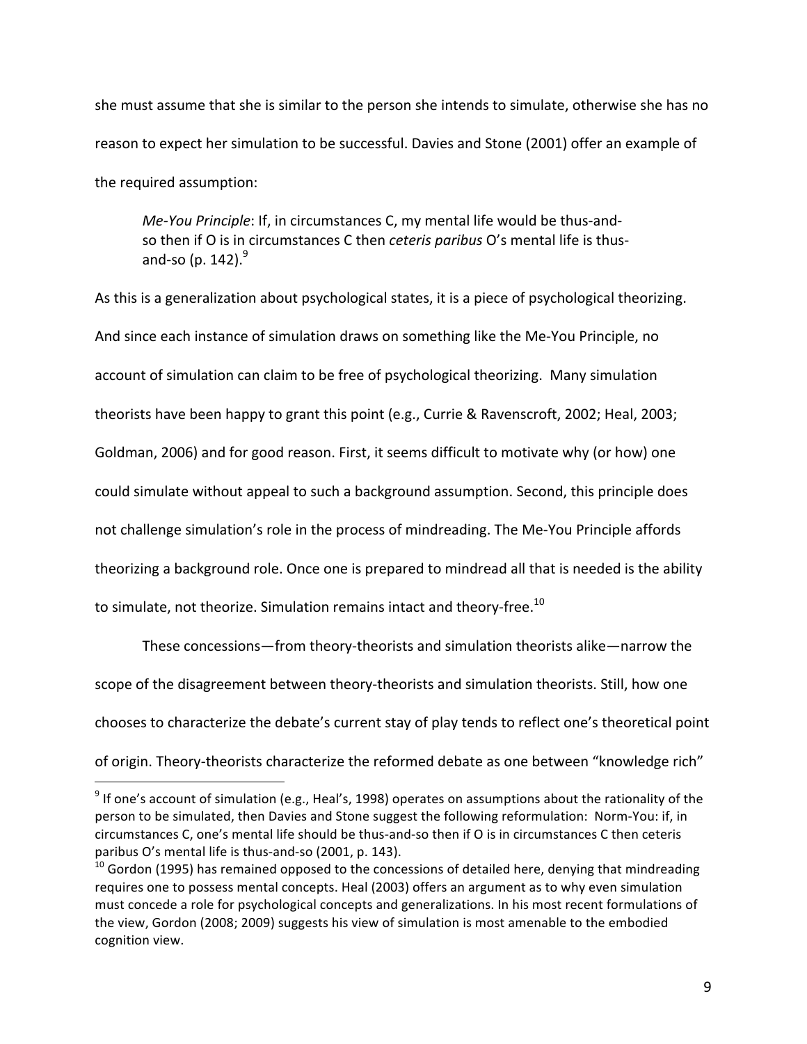she must assume that she is similar to the person she intends to simulate, otherwise she has no reason to expect her simulation to be successful. Davies and Stone (2001) offer an example of the required assumption:

> *Me-You Principle*: If, in circumstances C, my mental life would be thus-and-so then if O is in circumstances C then *ceteris paribus* O's mental life is thus-and-so (p. 142).[9]

As this is a generalization about psychological states, it is a piece of psychological theorizing. And since each instance of simulation draws on something like the Me-You Principle, no account of simulation can claim to be free of psychological theorizing. Many simulation theorists have been happy to grant this point (e.g., Currie & Ravenscroft, 2002; Heal, 2003; Goldman, 2006) and for good reason. First, it seems difficult to motivate why (or how) one could simulate without appeal to such a background assumption. Second, this principle does not challenge simulation's role in the process of mindreading. The Me-You Principle affords theorizing a background role. Once one is prepared to mindread all that is needed is the ability to simulate, not theorize. Simulation remains intact and theory-free.[10]

These concessions—from theory-theorists and simulation theorists alike—narrow the scope of the disagreement between theory-theorists and simulation theorists. Still, how one chooses to characterize the debate's current stay of play tends to reflect one's theoretical point of origin. Theory-theorists characterize the reformed debate as one between "knowledge rich"

---

[9] If one's account of simulation (e.g., Heal's, 1998) operates on assumptions about the rationality of the person to be simulated, then Davies and Stone suggest the following reformulation: Norm-You: if, in circumstances C, one's mental life should be thus-and-so then if O is in circumstances C then ceteris paribus O's mental life is thus-and-so (2001, p. 143).

[10] Gordon (1995) has remained opposed to the concessions of detailed here, denying that mindreading requires one to possess mental concepts. Heal (2003) offers an argument as to why even simulation must concede a role for psychological concepts and generalizations. In his most recent formulations of the view, Gordon (2008; 2009) suggests his view of simulation is most amenable to the embodied cognition view.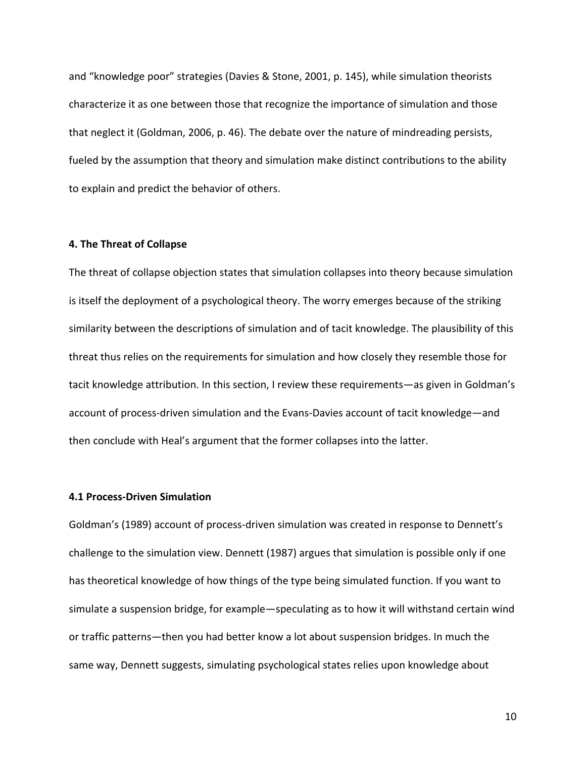and “knowledge poor” strategies (Davies & Stone, 2001, p. 145), while simulation theorists characterize it as one between those that recognize the importance of simulation and those that neglect it (Goldman, 2006, p. 46). The debate over the nature of mindreading persists, fueled by the assumption that theory and simulation make distinct contributions to the ability to explain and predict the behavior of others.

### 4. The Threat of Collapse

The threat of collapse objection states that simulation collapses into theory because simulation is itself the deployment of a psychological theory. The worry emerges because of the striking similarity between the descriptions of simulation and of tacit knowledge. The plausibility of this threat thus relies on the requirements for simulation and how closely they resemble those for tacit knowledge attribution. In this section, I review these requirements—as given in Goldman’s account of process-driven simulation and the Evans-Davies account of tacit knowledge—and then conclude with Heal’s argument that the former collapses into the latter.

#### 4.1 Process-Driven Simulation

Goldman’s (1989) account of process-driven simulation was created in response to Dennett’s challenge to the simulation view. Dennett (1987) argues that simulation is possible only if one has theoretical knowledge of how things of the type being simulated function. If you want to simulate a suspension bridge, for example—speculating as to how it will withstand certain wind or traffic patterns—then you had better know a lot about suspension bridges. In much the same way, Dennett suggests, simulating psychological states relies upon knowledge about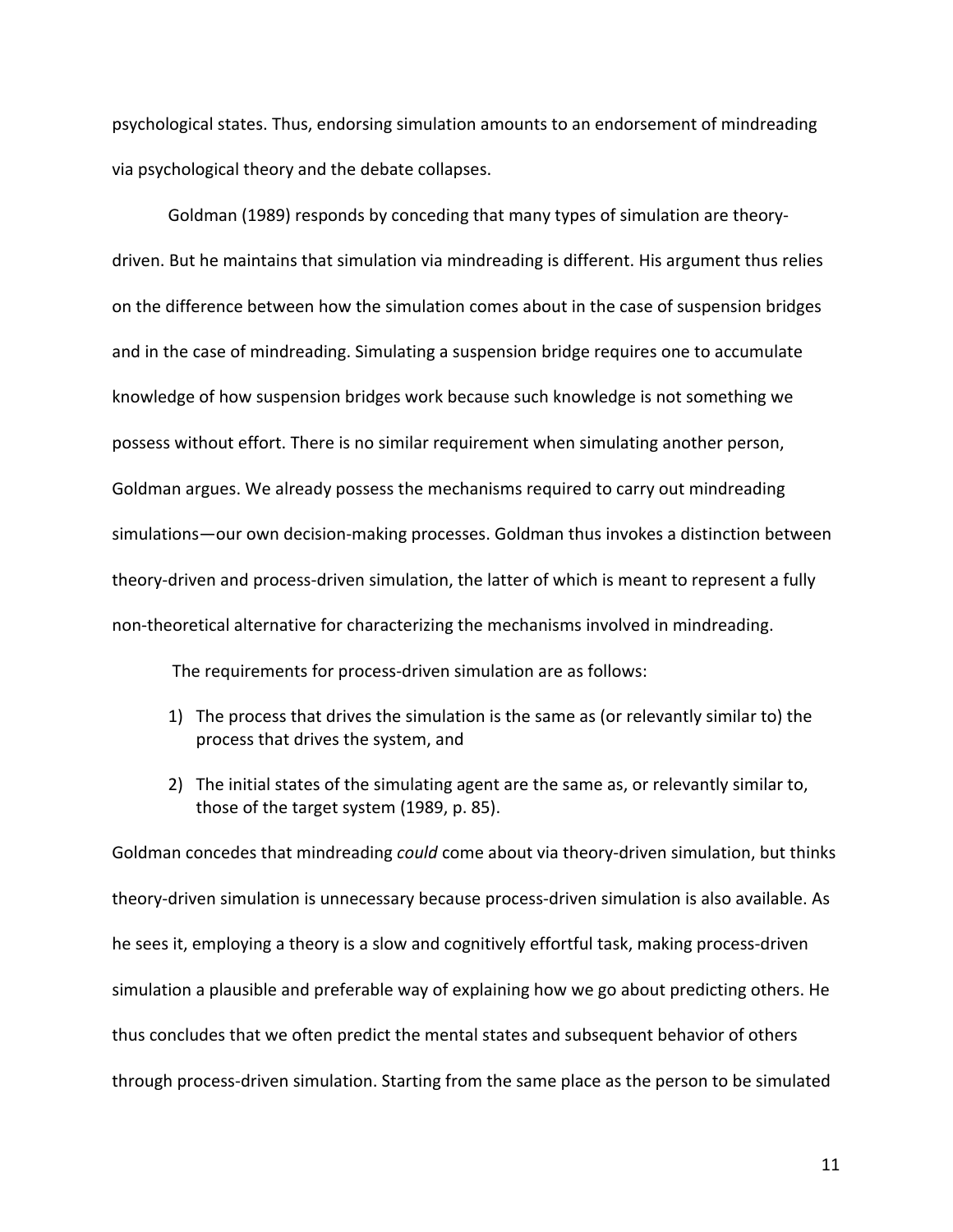psychological states. Thus, endorsing simulation amounts to an endorsement of mindreading via psychological theory and the debate collapses.

Goldman (1989) responds by conceding that many types of simulation are theory-driven. But he maintains that simulation via mindreading is different. His argument thus relies on the difference between how the simulation comes about in the case of suspension bridges and in the case of mindreading. Simulating a suspension bridge requires one to accumulate knowledge of how suspension bridges work because such knowledge is not something we possess without effort. There is no similar requirement when simulating another person, Goldman argues. We already possess the mechanisms required to carry out mindreading simulations—our own decision-making processes. Goldman thus invokes a distinction between theory-driven and process-driven simulation, the latter of which is meant to represent a fully non-theoretical alternative for characterizing the mechanisms involved in mindreading.

The requirements for process-driven simulation are as follows:

1) The process that drives the simulation is the same as (or relevantly similar to) the process that drives the system, and
2) The initial states of the simulating agent are the same as, or relevantly similar to, those of the target system (1989, p. 85).

Goldman concedes that mindreading *could* come about via theory-driven simulation, but thinks theory-driven simulation is unnecessary because process-driven simulation is also available. As he sees it, employing a theory is a slow and cognitively effortful task, making process-driven simulation a plausible and preferable way of explaining how we go about predicting others. He thus concludes that we often predict the mental states and subsequent behavior of others through process-driven simulation. Starting from the same place as the person to be simulated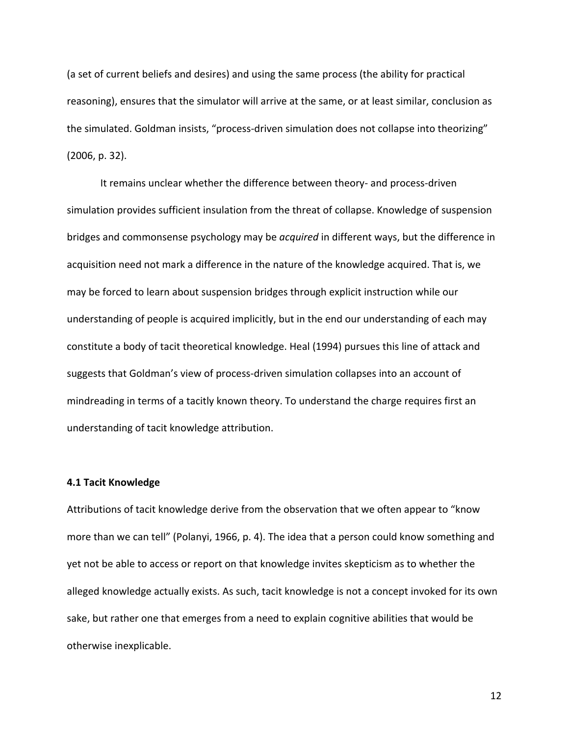(a set of current beliefs and desires) and using the same process (the ability for practical reasoning), ensures that the simulator will arrive at the same, or at least similar, conclusion as the simulated. Goldman insists, "process-driven simulation does not collapse into theorizing" (2006, p. 32).

It remains unclear whether the difference between theory- and process-driven simulation provides sufficient insulation from the threat of collapse. Knowledge of suspension bridges and commonsense psychology may be *acquired* in different ways, but the difference in acquisition need not mark a difference in the nature of the knowledge acquired. That is, we may be forced to learn about suspension bridges through explicit instruction while our understanding of people is acquired implicitly, but in the end our understanding of each may constitute a body of tacit theoretical knowledge. Heal (1994) pursues this line of attack and suggests that Goldman's view of process-driven simulation collapses into an account of mindreading in terms of a tacitly known theory. To understand the charge requires first an understanding of tacit knowledge attribution.

### 4.1 Tacit Knowledge

Attributions of tacit knowledge derive from the observation that we often appear to "know more than we can tell" (Polanyi, 1966, p. 4). The idea that a person could know something and yet not be able to access or report on that knowledge invites skepticism as to whether the alleged knowledge actually exists. As such, tacit knowledge is not a concept invoked for its own sake, but rather one that emerges from a need to explain cognitive abilities that would be otherwise inexplicable.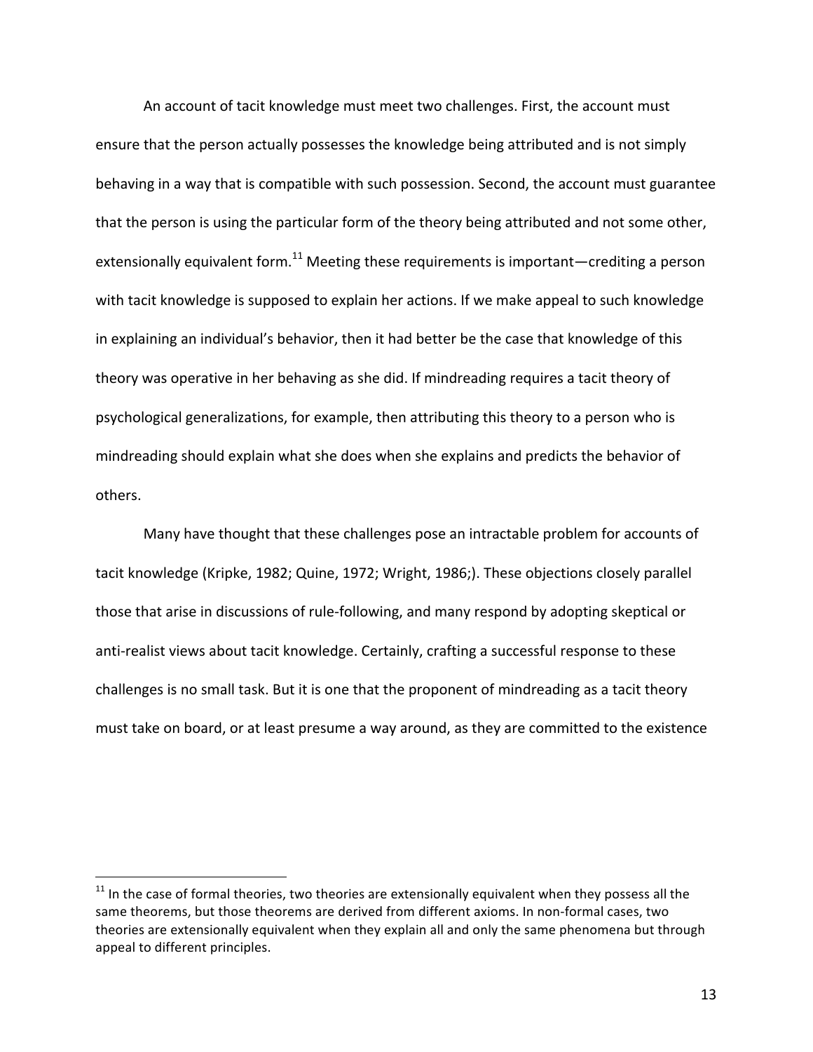An account of tacit knowledge must meet two challenges. First, the account must ensure that the person actually possesses the knowledge being attributed and is not simply behaving in a way that is compatible with such possession. Second, the account must guarantee that the person is using the particular form of the theory being attributed and not some other, extensionally equivalent form.[11] Meeting these requirements is important—crediting a person with tacit knowledge is supposed to explain her actions. If we make appeal to such knowledge in explaining an individual's behavior, then it had better be the case that knowledge of this theory was operative in her behaving as she did. If mindreading requires a tacit theory of psychological generalizations, for example, then attributing this theory to a person who is mindreading should explain what she does when she explains and predicts the behavior of others.

Many have thought that these challenges pose an intractable problem for accounts of tacit knowledge (Kripke, 1982; Quine, 1972; Wright, 1986;). These objections closely parallel those that arise in discussions of rule-following, and many respond by adopting skeptical or anti-realist views about tacit knowledge. Certainly, crafting a successful response to these challenges is no small task. But it is one that the proponent of mindreading as a tacit theory must take on board, or at least presume a way around, as they are committed to the existence

[11] In the case of formal theories, two theories are extensionally equivalent when they possess all the same theorems, but those theorems are derived from different axioms. In non-formal cases, two theories are extensionally equivalent when they explain all and only the same phenomena but through appeal to different principles.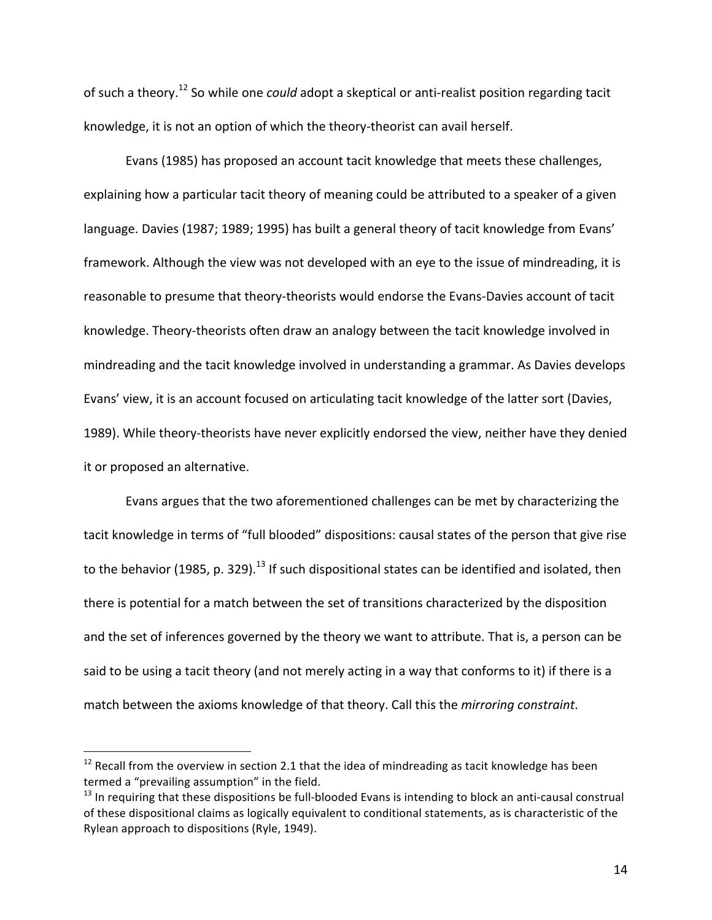of such a theory.[12] So while one *could* adopt a skeptical or anti-realist position regarding tacit knowledge, it is not an option of which the theory-theorist can avail herself.

Evans (1985) has proposed an account tacit knowledge that meets these challenges, explaining how a particular tacit theory of meaning could be attributed to a speaker of a given language. Davies (1987; 1989; 1995) has built a general theory of tacit knowledge from Evans' framework. Although the view was not developed with an eye to the issue of mindreading, it is reasonable to presume that theory-theorists would endorse the Evans-Davies account of tacit knowledge. Theory-theorists often draw an analogy between the tacit knowledge involved in mindreading and the tacit knowledge involved in understanding a grammar. As Davies develops Evans' view, it is an account focused on articulating tacit knowledge of the latter sort (Davies, 1989). While theory-theorists have never explicitly endorsed the view, neither have they denied it or proposed an alternative.

Evans argues that the two aforementioned challenges can be met by characterizing the tacit knowledge in terms of "full blooded" dispositions: causal states of the person that give rise to the behavior (1985, p. 329).[13] If such dispositional states can be identified and isolated, then there is potential for a match between the set of transitions characterized by the disposition and the set of inferences governed by the theory we want to attribute. That is, a person can be said to be using a tacit theory (and not merely acting in a way that conforms to it) if there is a match between the axioms knowledge of that theory. Call this the *mirroring constraint*.

[12] Recall from the overview in section 2.1 that the idea of mindreading as tacit knowledge has been termed a "prevailing assumption" in the field.

[13] In requiring that these dispositions be full-blooded Evans is intending to block an anti-causal construal of these dispositional claims as logically equivalent to conditional statements, as is characteristic of the Rylean approach to dispositions (Ryle, 1949).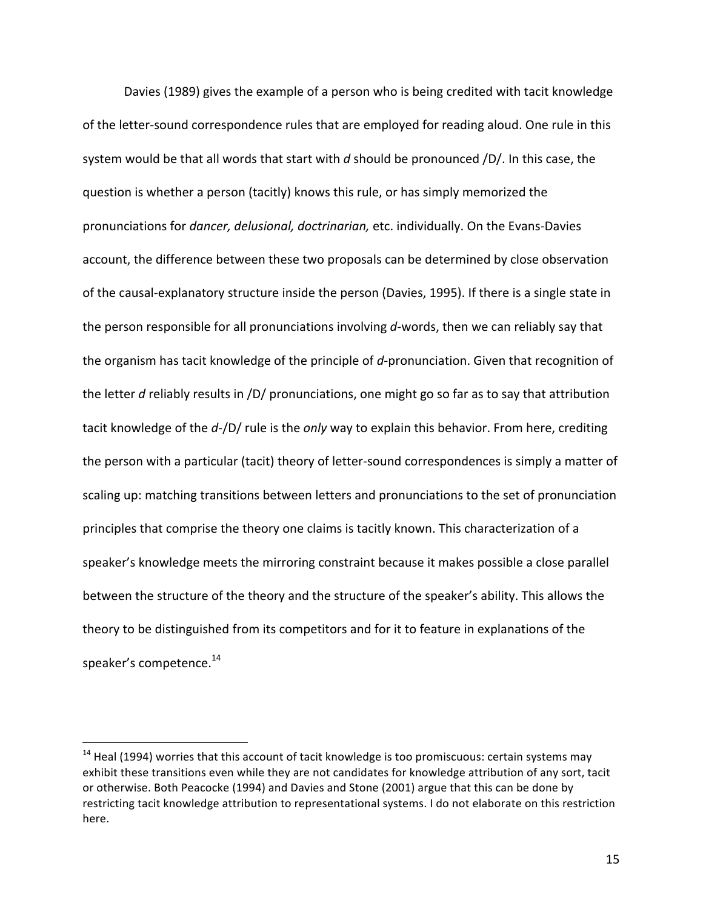Davies (1989) gives the example of a person who is being credited with tacit knowledge of the letter-sound correspondence rules that are employed for reading aloud. One rule in this system would be that all words that start with *d* should be pronounced /D/. In this case, the question is whether a person (tacitly) knows this rule, or has simply memorized the pronunciations for *dancer, delusional, doctrinarian,* etc. individually. On the Evans-Davies account, the difference between these two proposals can be determined by close observation of the causal-explanatory structure inside the person (Davies, 1995). If there is a single state in the person responsible for all pronunciations involving *d*-words, then we can reliably say that the organism has tacit knowledge of the principle of *d*-pronunciation. Given that recognition of the letter *d* reliably results in /D/ pronunciations, one might go so far as to say that attribution tacit knowledge of the *d*-/D/ rule is the *only* way to explain this behavior. From here, crediting the person with a particular (tacit) theory of letter-sound correspondences is simply a matter of scaling up: matching transitions between letters and pronunciations to the set of pronunciation principles that comprise the theory one claims is tacitly known. This characterization of a speaker's knowledge meets the mirroring constraint because it makes possible a close parallel between the structure of the theory and the structure of the speaker's ability. This allows the theory to be distinguished from its competitors and for it to feature in explanations of the speaker's competence.[14]

---

[14] Heal (1994) worries that this account of tacit knowledge is too promiscuous: certain systems may exhibit these transitions even while they are not candidates for knowledge attribution of any sort, tacit or otherwise. Both Peacocke (1994) and Davies and Stone (2001) argue that this can be done by restricting tacit knowledge attribution to representational systems. I do not elaborate on this restriction here.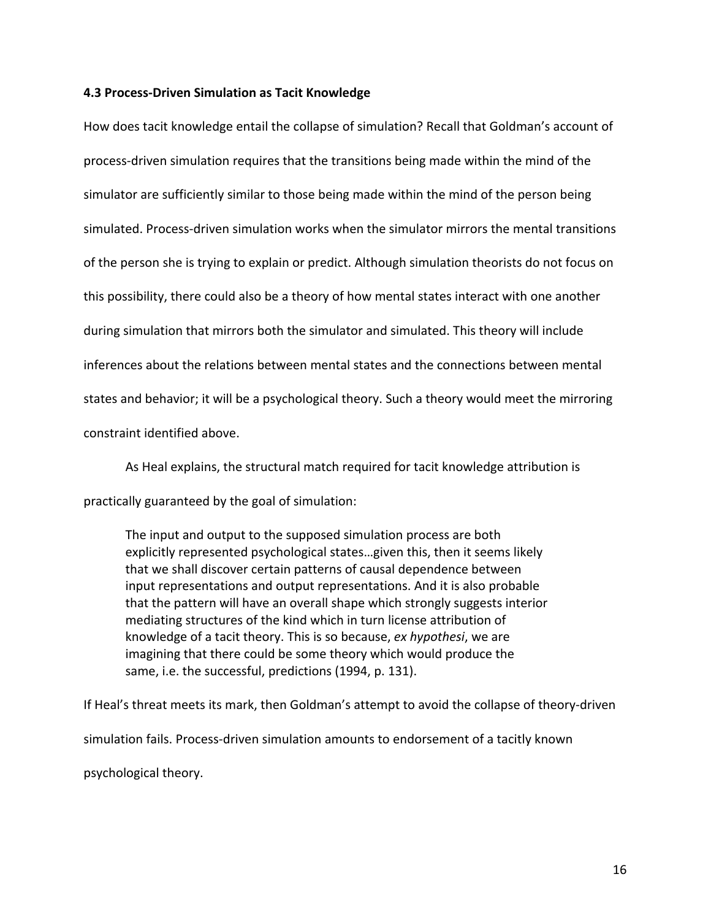**4.3 Process-Driven Simulation as Tacit Knowledge**

How does tacit knowledge entail the collapse of simulation? Recall that Goldman's account of process-driven simulation requires that the transitions being made within the mind of the simulator are sufficiently similar to those being made within the mind of the person being simulated. Process-driven simulation works when the simulator mirrors the mental transitions of the person she is trying to explain or predict. Although simulation theorists do not focus on this possibility, there could also be a theory of how mental states interact with one another during simulation that mirrors both the simulator and simulated. This theory will include inferences about the relations between mental states and the connections between mental states and behavior; it will be a psychological theory. Such a theory would meet the mirroring constraint identified above.

As Heal explains, the structural match required for tacit knowledge attribution is practically guaranteed by the goal of simulation:

> The input and output to the supposed simulation process are both explicitly represented psychological states…given this, then it seems likely that we shall discover certain patterns of causal dependence between input representations and output representations. And it is also probable that the pattern will have an overall shape which strongly suggests interior mediating structures of the kind which in turn license attribution of knowledge of a tacit theory. This is so because, *ex hypothesi*, we are imagining that there could be some theory which would produce the same, i.e. the successful, predictions (1994, p. 131).

If Heal's threat meets its mark, then Goldman's attempt to avoid the collapse of theory-driven simulation fails. Process-driven simulation amounts to endorsement of a tacitly known psychological theory.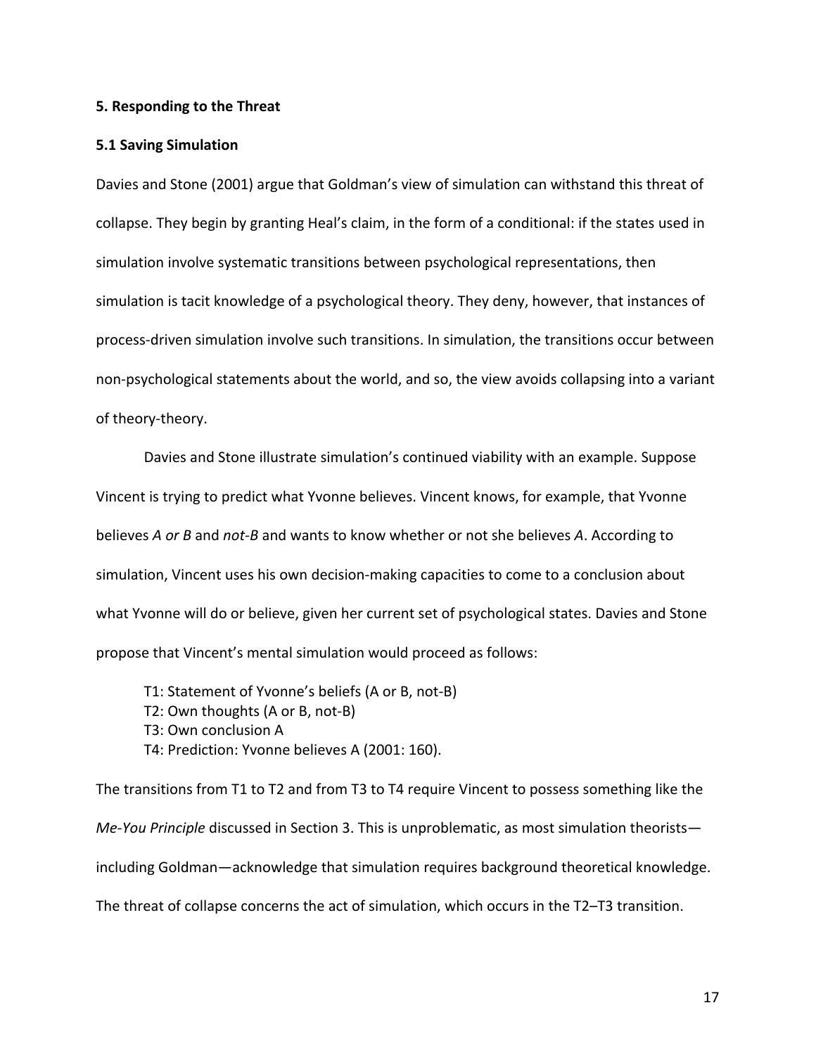## 5. Responding to the Threat

### 5.1 Saving Simulation

Davies and Stone (2001) argue that Goldman's view of simulation can withstand this threat of collapse. They begin by granting Heal's claim, in the form of a conditional: if the states used in simulation involve systematic transitions between psychological representations, then simulation is tacit knowledge of a psychological theory. They deny, however, that instances of process-driven simulation involve such transitions. In simulation, the transitions occur between non-psychological statements about the world, and so, the view avoids collapsing into a variant of theory-theory.

Davies and Stone illustrate simulation's continued viability with an example. Suppose Vincent is trying to predict what Yvonne believes. Vincent knows, for example, that Yvonne believes *A or B* and *not-B* and wants to know whether or not she believes *A*. According to simulation, Vincent uses his own decision-making capacities to come to a conclusion about what Yvonne will do or believe, given her current set of psychological states. Davies and Stone propose that Vincent's mental simulation would proceed as follows:

> T1: Statement of Yvonne's beliefs (A or B, not-B)
> T2: Own thoughts (A or B, not-B)
> T3: Own conclusion A
> T4: Prediction: Yvonne believes A (2001: 160).

The transitions from T1 to T2 and from T3 to T4 require Vincent to possess something like the *Me-You Principle* discussed in Section 3. This is unproblematic, as most simulation theorists—including Goldman—acknowledge that simulation requires background theoretical knowledge. The threat of collapse concerns the act of simulation, which occurs in the T2–T3 transition.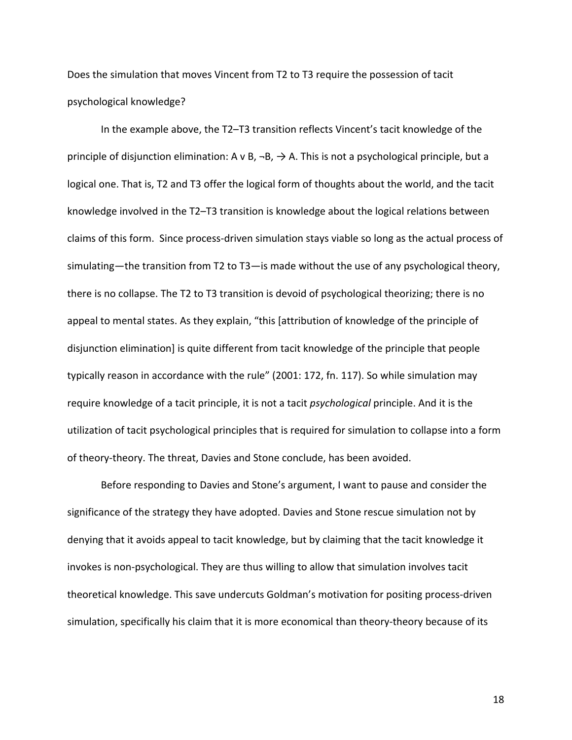Does the simulation that moves Vincent from T2 to T3 require the possession of tacit psychological knowledge?

In the example above, the T2–T3 transition reflects Vincent's tacit knowledge of the principle of disjunction elimination: A v B, ¬B, → A. This is not a psychological principle, but a logical one. That is, T2 and T3 offer the logical form of thoughts about the world, and the tacit knowledge involved in the T2–T3 transition is knowledge about the logical relations between claims of this form. Since process-driven simulation stays viable so long as the actual process of simulating—the transition from T2 to T3—is made without the use of any psychological theory, there is no collapse. The T2 to T3 transition is devoid of psychological theorizing; there is no appeal to mental states. As they explain, "this [attribution of knowledge of the principle of disjunction elimination] is quite different from tacit knowledge of the principle that people typically reason in accordance with the rule" (2001: 172, fn. 117). So while simulation may require knowledge of a tacit principle, it is not a tacit *psychological* principle. And it is the utilization of tacit psychological principles that is required for simulation to collapse into a form of theory-theory. The threat, Davies and Stone conclude, has been avoided.

Before responding to Davies and Stone's argument, I want to pause and consider the significance of the strategy they have adopted. Davies and Stone rescue simulation not by denying that it avoids appeal to tacit knowledge, but by claiming that the tacit knowledge it invokes is non-psychological. They are thus willing to allow that simulation involves tacit theoretical knowledge. This save undercuts Goldman's motivation for positing process-driven simulation, specifically his claim that it is more economical than theory-theory because of its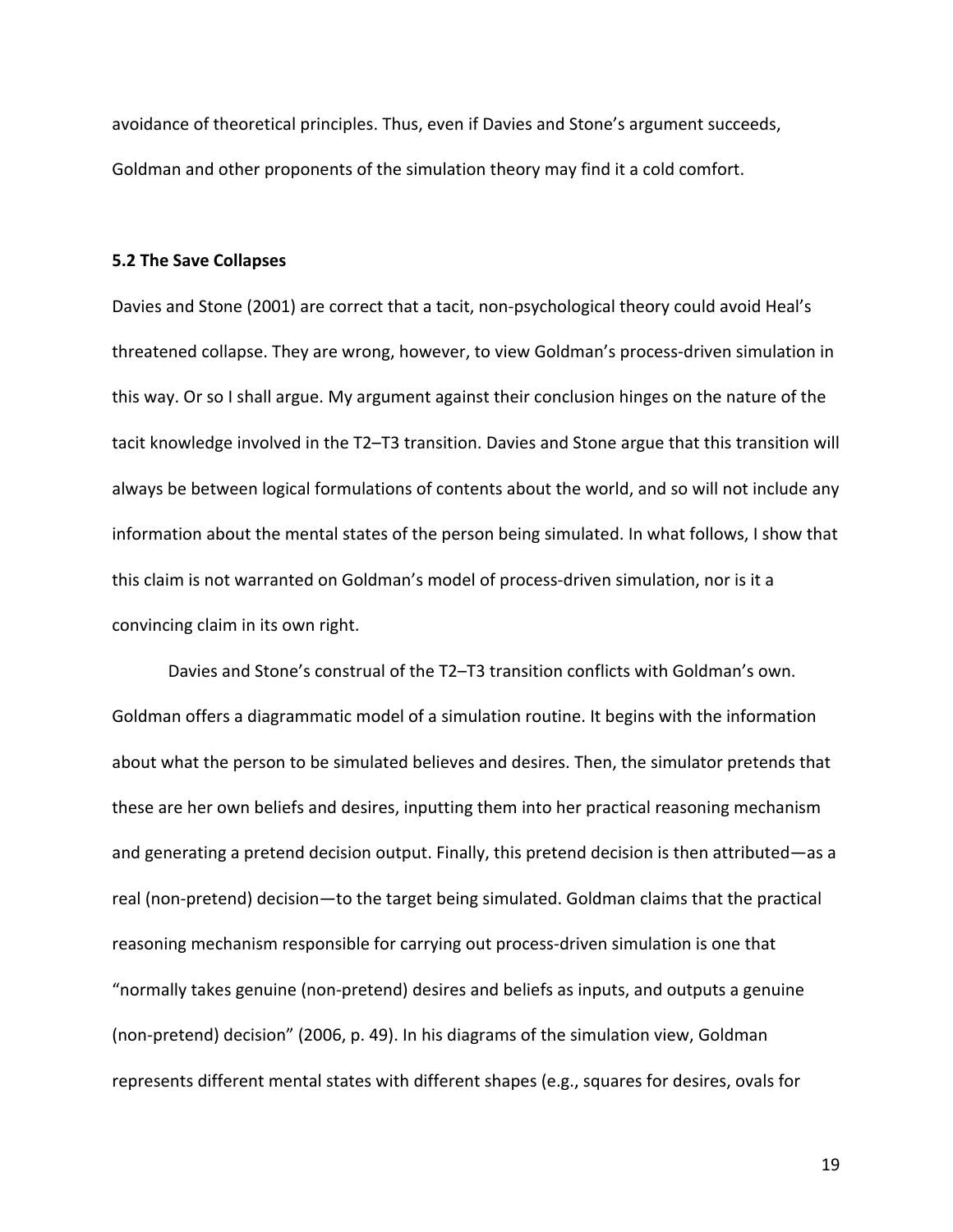avoidance of theoretical principles. Thus, even if Davies and Stone's argument succeeds, Goldman and other proponents of the simulation theory may find it a cold comfort.

### 5.2 The Save Collapses

Davies and Stone (2001) are correct that a tacit, non-psychological theory could avoid Heal's threatened collapse. They are wrong, however, to view Goldman's process-driven simulation in this way. Or so I shall argue. My argument against their conclusion hinges on the nature of the tacit knowledge involved in the T2–T3 transition. Davies and Stone argue that this transition will always be between logical formulations of contents about the world, and so will not include any information about the mental states of the person being simulated. In what follows, I show that this claim is not warranted on Goldman's model of process-driven simulation, nor is it a convincing claim in its own right.

Davies and Stone's construal of the T2–T3 transition conflicts with Goldman's own. Goldman offers a diagrammatic model of a simulation routine. It begins with the information about what the person to be simulated believes and desires. Then, the simulator pretends that these are her own beliefs and desires, inputting them into her practical reasoning mechanism and generating a pretend decision output. Finally, this pretend decision is then attributed—as a real (non-pretend) decision—to the target being simulated. Goldman claims that the practical reasoning mechanism responsible for carrying out process-driven simulation is one that "normally takes genuine (non-pretend) desires and beliefs as inputs, and outputs a genuine (non-pretend) decision" (2006, p. 49). In his diagrams of the simulation view, Goldman represents different mental states with different shapes (e.g., squares for desires, ovals for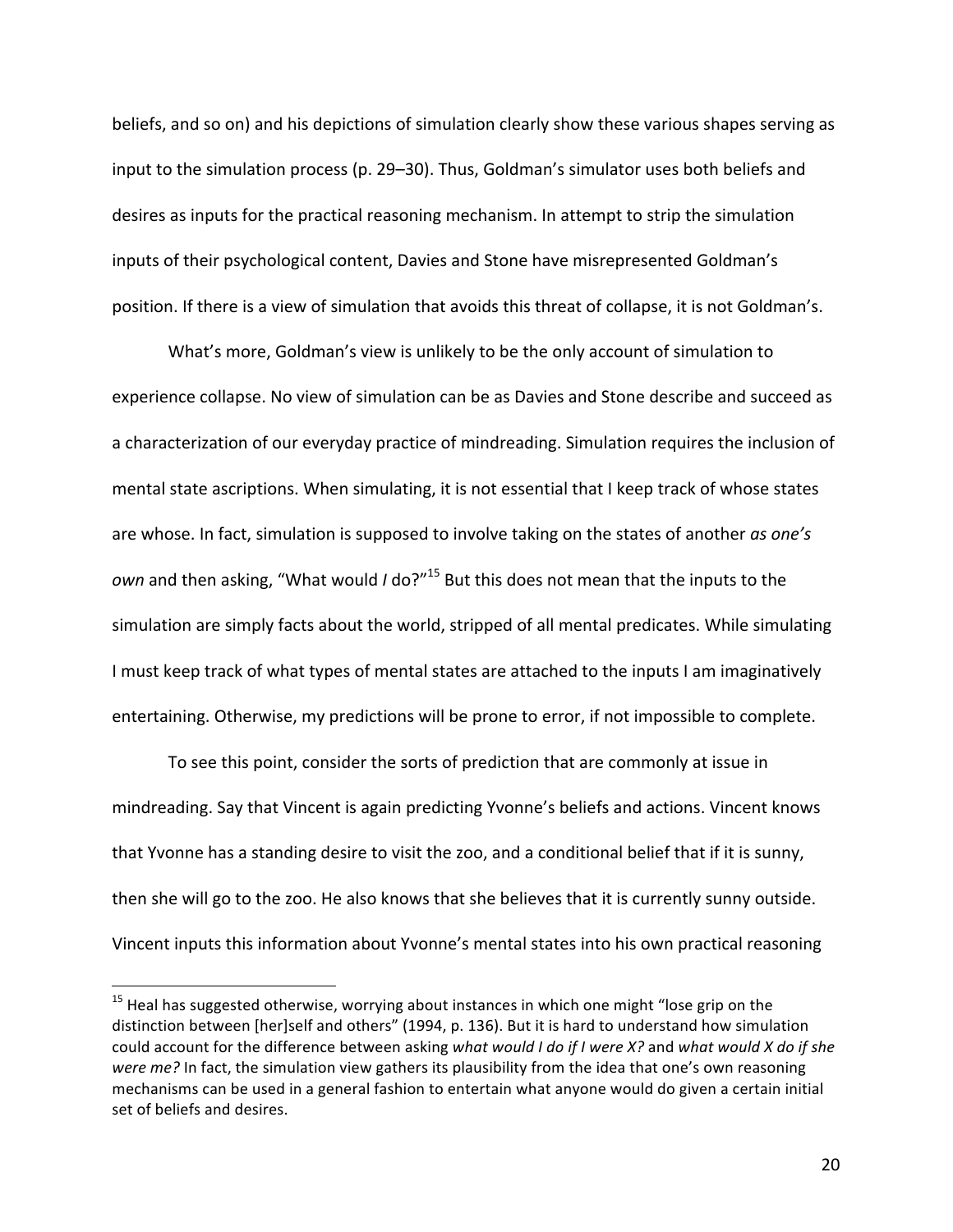beliefs, and so on) and his depictions of simulation clearly show these various shapes serving as input to the simulation process (p. 29–30). Thus, Goldman's simulator uses both beliefs and desires as inputs for the practical reasoning mechanism. In attempt to strip the simulation inputs of their psychological content, Davies and Stone have misrepresented Goldman's position. If there is a view of simulation that avoids this threat of collapse, it is not Goldman's.

What's more, Goldman's view is unlikely to be the only account of simulation to experience collapse. No view of simulation can be as Davies and Stone describe and succeed as a characterization of our everyday practice of mindreading. Simulation requires the inclusion of mental state ascriptions. When simulating, it is not essential that I keep track of whose states are whose. In fact, simulation is supposed to involve taking on the states of another *as one's own* and then asking, "What would *I* do?"[15] But this does not mean that the inputs to the simulation are simply facts about the world, stripped of all mental predicates. While simulating I must keep track of what types of mental states are attached to the inputs I am imaginatively entertaining. Otherwise, my predictions will be prone to error, if not impossible to complete.

To see this point, consider the sorts of prediction that are commonly at issue in mindreading. Say that Vincent is again predicting Yvonne's beliefs and actions. Vincent knows that Yvonne has a standing desire to visit the zoo, and a conditional belief that if it is sunny, then she will go to the zoo. He also knows that she believes that it is currently sunny outside. Vincent inputs this information about Yvonne's mental states into his own practical reasoning

[15] Heal has suggested otherwise, worrying about instances in which one might "lose grip on the distinction between [her]self and others" (1994, p. 136). But it is hard to understand how simulation could account for the difference between asking *what would I do if I were X?* and *what would X do if she were me?* In fact, the simulation view gathers its plausibility from the idea that one's own reasoning mechanisms can be used in a general fashion to entertain what anyone would do given a certain initial set of beliefs and desires.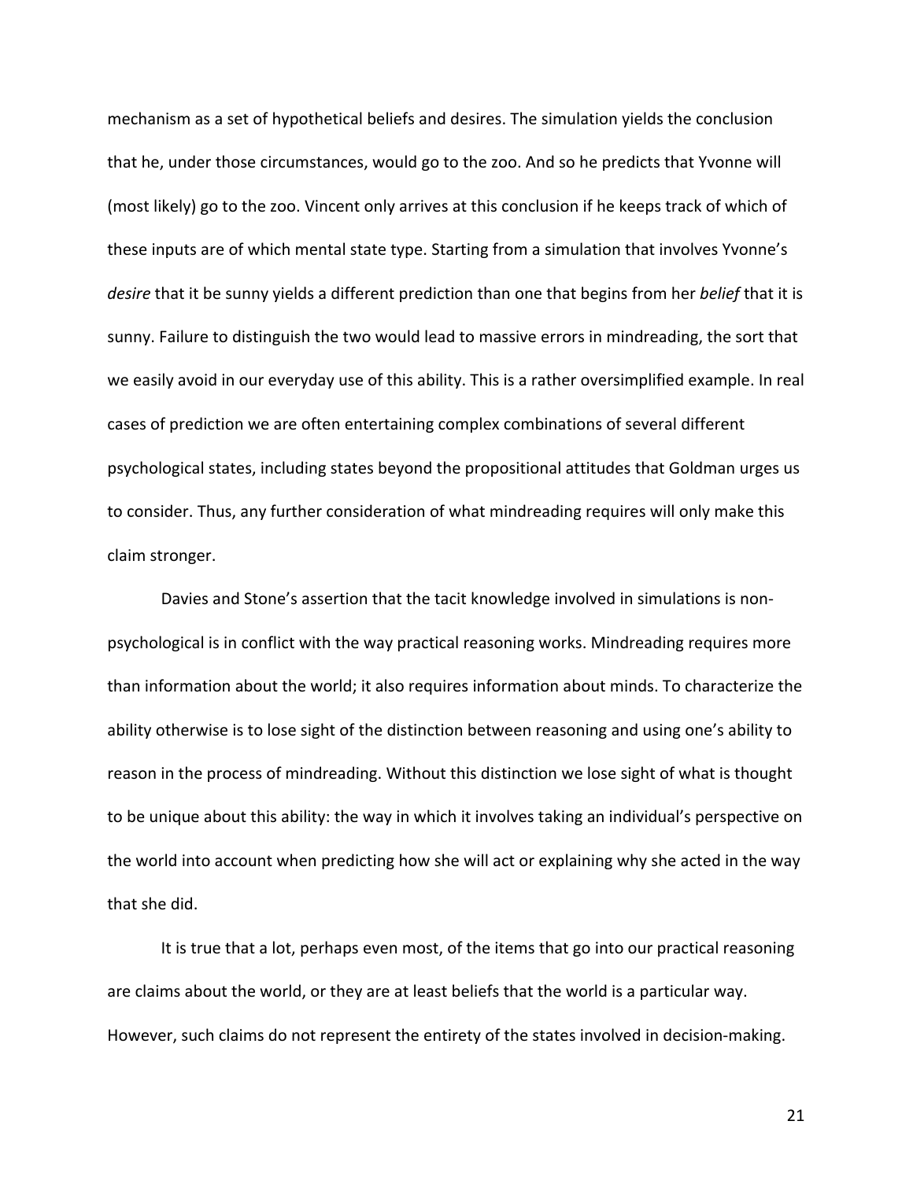mechanism as a set of hypothetical beliefs and desires. The simulation yields the conclusion that he, under those circumstances, would go to the zoo. And so he predicts that Yvonne will (most likely) go to the zoo. Vincent only arrives at this conclusion if he keeps track of which of these inputs are of which mental state type. Starting from a simulation that involves Yvonne's *desire* that it be sunny yields a different prediction than one that begins from her *belief* that it is sunny. Failure to distinguish the two would lead to massive errors in mindreading, the sort that we easily avoid in our everyday use of this ability. This is a rather oversimplified example. In real cases of prediction we are often entertaining complex combinations of several different psychological states, including states beyond the propositional attitudes that Goldman urges us to consider. Thus, any further consideration of what mindreading requires will only make this claim stronger.

Davies and Stone's assertion that the tacit knowledge involved in simulations is non-psychological is in conflict with the way practical reasoning works. Mindreading requires more than information about the world; it also requires information about minds. To characterize the ability otherwise is to lose sight of the distinction between reasoning and using one's ability to reason in the process of mindreading. Without this distinction we lose sight of what is thought to be unique about this ability: the way in which it involves taking an individual's perspective on the world into account when predicting how she will act or explaining why she acted in the way that she did.

It is true that a lot, perhaps even most, of the items that go into our practical reasoning are claims about the world, or they are at least beliefs that the world is a particular way. However, such claims do not represent the entirety of the states involved in decision-making.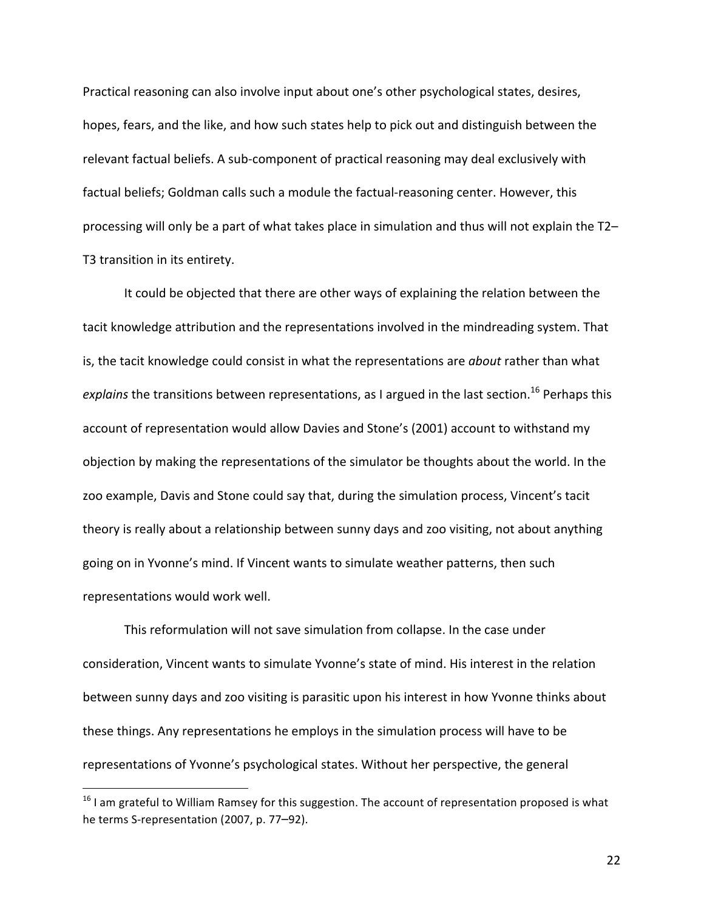Practical reasoning can also involve input about one's other psychological states, desires, hopes, fears, and the like, and how such states help to pick out and distinguish between the relevant factual beliefs. A sub-component of practical reasoning may deal exclusively with factual beliefs; Goldman calls such a module the factual-reasoning center. However, this processing will only be a part of what takes place in simulation and thus will not explain the T2–T3 transition in its entirety.

It could be objected that there are other ways of explaining the relation between the tacit knowledge attribution and the representations involved in the mindreading system. That is, the tacit knowledge could consist in what the representations are *about* rather than what *explains* the transitions between representations, as I argued in the last section.[16] Perhaps this account of representation would allow Davies and Stone's (2001) account to withstand my objection by making the representations of the simulator be thoughts about the world. In the zoo example, Davis and Stone could say that, during the simulation process, Vincent's tacit theory is really about a relationship between sunny days and zoo visiting, not about anything going on in Yvonne's mind. If Vincent wants to simulate weather patterns, then such representations would work well.

This reformulation will not save simulation from collapse. In the case under consideration, Vincent wants to simulate Yvonne's state of mind. His interest in the relation between sunny days and zoo visiting is parasitic upon his interest in how Yvonne thinks about these things. Any representations he employs in the simulation process will have to be representations of Yvonne's psychological states. Without her perspective, the general

---

[16] I am grateful to William Ramsey for this suggestion. The account of representation proposed is what he terms S-representation (2007, p. 77–92).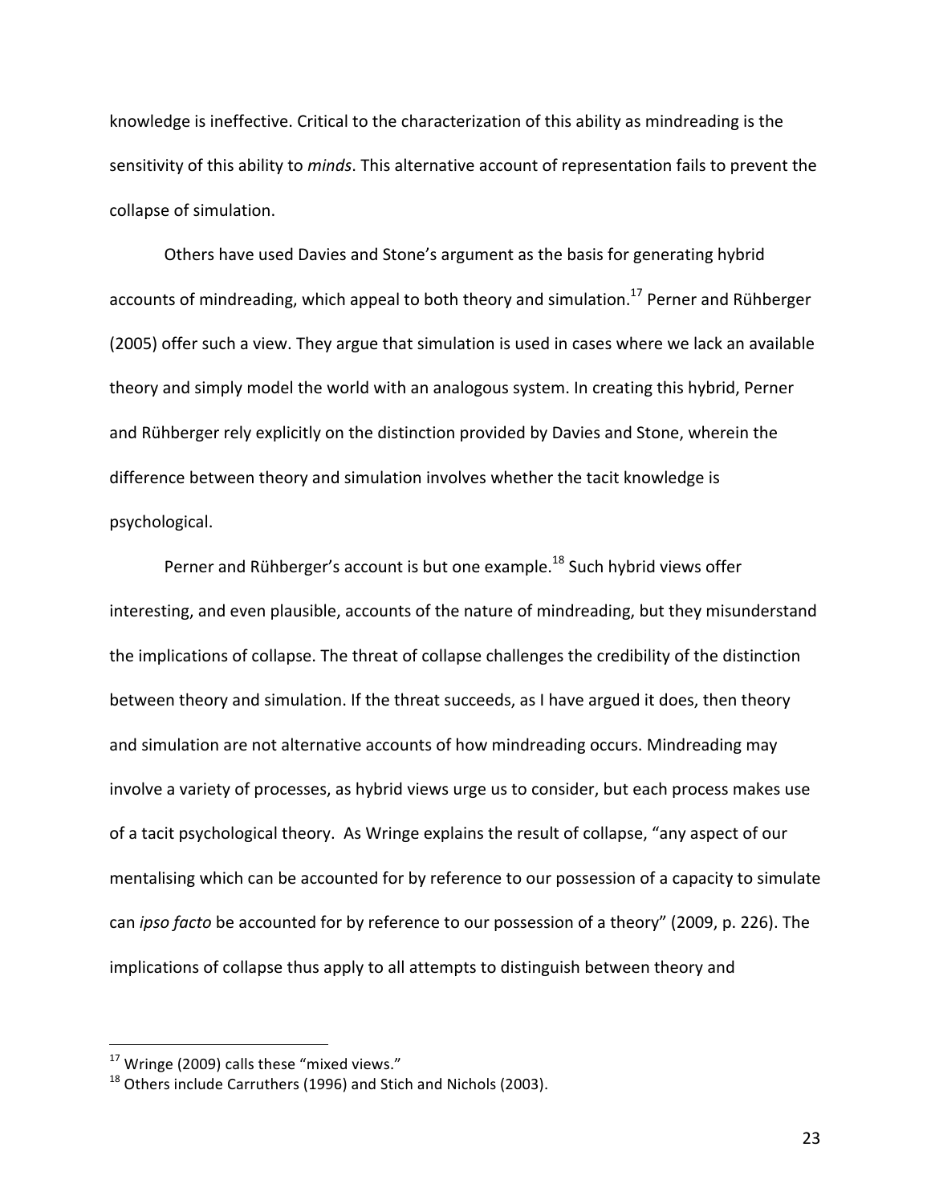knowledge is ineffective. Critical to the characterization of this ability as mindreading is the sensitivity of this ability to *minds*. This alternative account of representation fails to prevent the collapse of simulation.

Others have used Davies and Stone's argument as the basis for generating hybrid accounts of mindreading, which appeal to both theory and simulation.[17] Perner and Rühberger (2005) offer such a view. They argue that simulation is used in cases where we lack an available theory and simply model the world with an analogous system. In creating this hybrid, Perner and Rühberger rely explicitly on the distinction provided by Davies and Stone, wherein the difference between theory and simulation involves whether the tacit knowledge is psychological.

Perner and Rühberger's account is but one example.[18] Such hybrid views offer interesting, and even plausible, accounts of the nature of mindreading, but they misunderstand the implications of collapse. The threat of collapse challenges the credibility of the distinction between theory and simulation. If the threat succeeds, as I have argued it does, then theory and simulation are not alternative accounts of how mindreading occurs. Mindreading may involve a variety of processes, as hybrid views urge us to consider, but each process makes use of a tacit psychological theory. As Wringe explains the result of collapse, "any aspect of our mentalising which can be accounted for by reference to our possession of a capacity to simulate can *ipso facto* be accounted for by reference to our possession of a theory" (2009, p. 226). The implications of collapse thus apply to all attempts to distinguish between theory and

[17] Wringe (2009) calls these "mixed views."

[18] Others include Carruthers (1996) and Stich and Nichols (2003).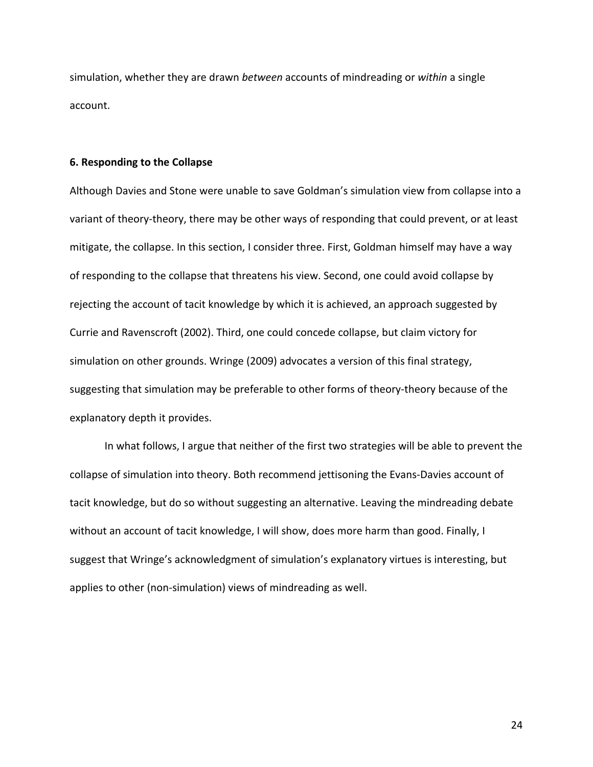simulation, whether they are drawn *between* accounts of mindreading or *within* a single account.

### 6. Responding to the Collapse

Although Davies and Stone were unable to save Goldman's simulation view from collapse into a variant of theory-theory, there may be other ways of responding that could prevent, or at least mitigate, the collapse. In this section, I consider three. First, Goldman himself may have a way of responding to the collapse that threatens his view. Second, one could avoid collapse by rejecting the account of tacit knowledge by which it is achieved, an approach suggested by Currie and Ravenscroft (2002). Third, one could concede collapse, but claim victory for simulation on other grounds. Wringe (2009) advocates a version of this final strategy, suggesting that simulation may be preferable to other forms of theory-theory because of the explanatory depth it provides.

In what follows, I argue that neither of the first two strategies will be able to prevent the collapse of simulation into theory. Both recommend jettisoning the Evans-Davies account of tacit knowledge, but do so without suggesting an alternative. Leaving the mindreading debate without an account of tacit knowledge, I will show, does more harm than good. Finally, I suggest that Wringe's acknowledgment of simulation's explanatory virtues is interesting, but applies to other (non-simulation) views of mindreading as well.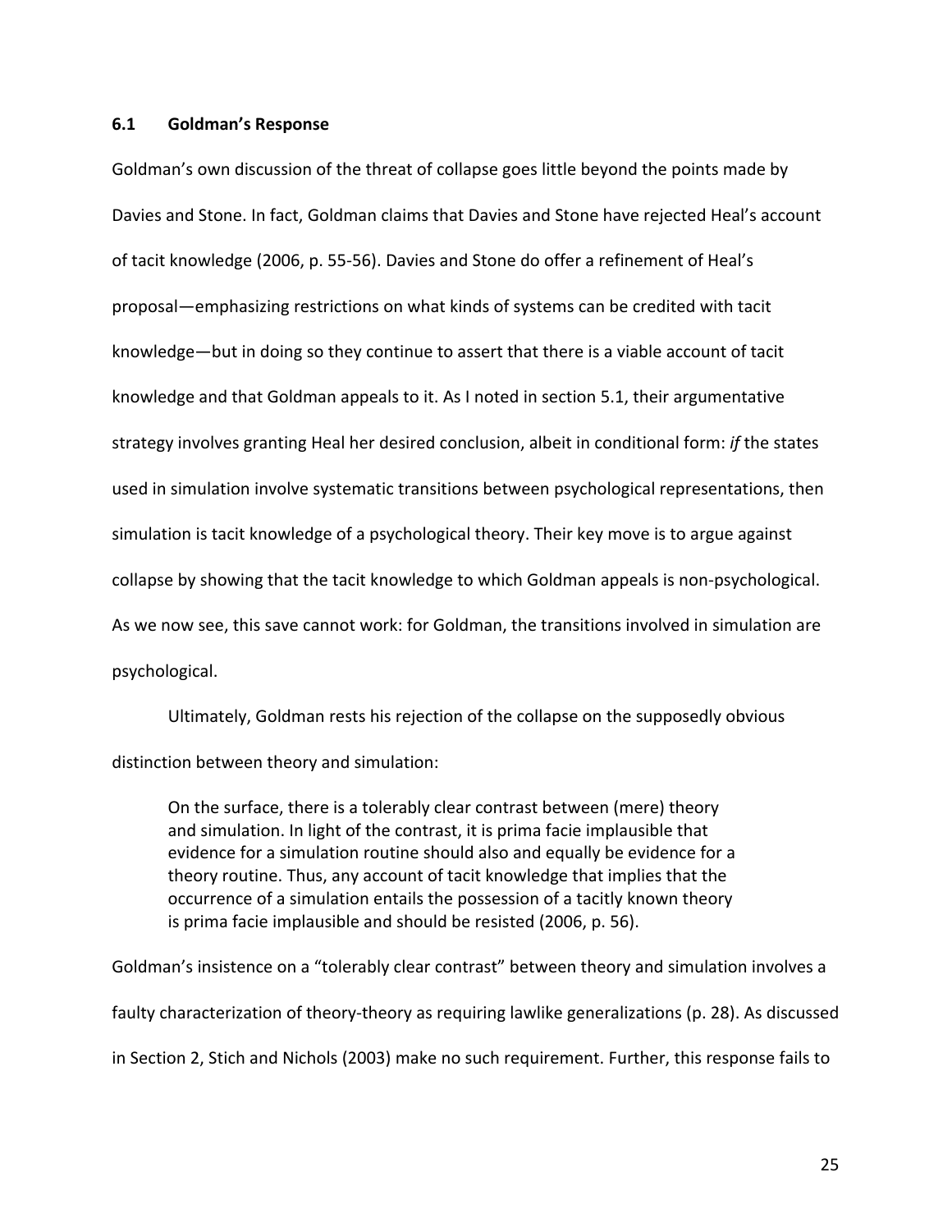### 6.1 Goldman's Response

Goldman's own discussion of the threat of collapse goes little beyond the points made by Davies and Stone. In fact, Goldman claims that Davies and Stone have rejected Heal's account of tacit knowledge (2006, p. 55-56). Davies and Stone do offer a refinement of Heal's proposal—emphasizing restrictions on what kinds of systems can be credited with tacit knowledge—but in doing so they continue to assert that there is a viable account of tacit knowledge and that Goldman appeals to it. As I noted in section 5.1, their argumentative strategy involves granting Heal her desired conclusion, albeit in conditional form: *if* the states used in simulation involve systematic transitions between psychological representations, then simulation is tacit knowledge of a psychological theory. Their key move is to argue against collapse by showing that the tacit knowledge to which Goldman appeals is non-psychological. As we now see, this save cannot work: for Goldman, the transitions involved in simulation are psychological.

Ultimately, Goldman rests his rejection of the collapse on the supposedly obvious distinction between theory and simulation:

> On the surface, there is a tolerably clear contrast between (mere) theory and simulation. In light of the contrast, it is prima facie implausible that evidence for a simulation routine should also and equally be evidence for a theory routine. Thus, any account of tacit knowledge that implies that the occurrence of a simulation entails the possession of a tacitly known theory is prima facie implausible and should be resisted (2006, p. 56).

Goldman's insistence on a "tolerably clear contrast" between theory and simulation involves a faulty characterization of theory-theory as requiring lawlike generalizations (p. 28). As discussed in Section 2, Stich and Nichols (2003) make no such requirement. Further, this response fails to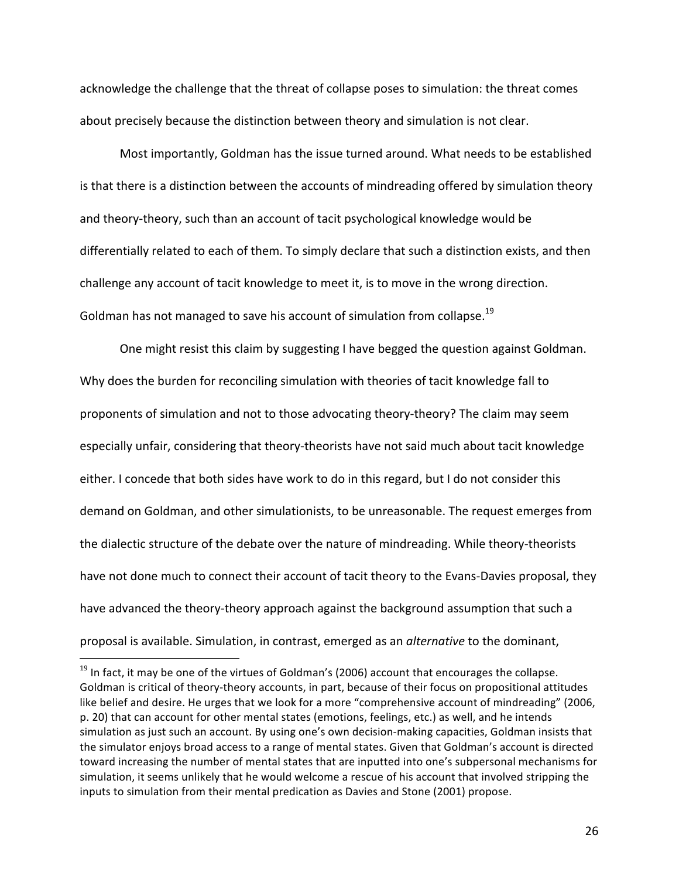acknowledge the challenge that the threat of collapse poses to simulation: the threat comes about precisely because the distinction between theory and simulation is not clear.

Most importantly, Goldman has the issue turned around. What needs to be established is that there is a distinction between the accounts of mindreading offered by simulation theory and theory-theory, such than an account of tacit psychological knowledge would be differentially related to each of them. To simply declare that such a distinction exists, and then challenge any account of tacit knowledge to meet it, is to move in the wrong direction. Goldman has not managed to save his account of simulation from collapse.[19]

One might resist this claim by suggesting I have begged the question against Goldman. Why does the burden for reconciling simulation with theories of tacit knowledge fall to proponents of simulation and not to those advocating theory-theory? The claim may seem especially unfair, considering that theory-theorists have not said much about tacit knowledge either. I concede that both sides have work to do in this regard, but I do not consider this demand on Goldman, and other simulationists, to be unreasonable. The request emerges from the dialectic structure of the debate over the nature of mindreading. While theory-theorists have not done much to connect their account of tacit theory to the Evans-Davies proposal, they have advanced the theory-theory approach against the background assumption that such a proposal is available. Simulation, in contrast, emerged as an *alternative* to the dominant,

---

[19] In fact, it may be one of the virtues of Goldman's (2006) account that encourages the collapse. Goldman is critical of theory-theory accounts, in part, because of their focus on propositional attitudes like belief and desire. He urges that we look for a more "comprehensive account of mindreading" (2006, p. 20) that can account for other mental states (emotions, feelings, etc.) as well, and he intends simulation as just such an account. By using one's own decision-making capacities, Goldman insists that the simulator enjoys broad access to a range of mental states. Given that Goldman's account is directed toward increasing the number of mental states that are inputted into one's subpersonal mechanisms for simulation, it seems unlikely that he would welcome a rescue of his account that involved stripping the inputs to simulation from their mental predication as Davies and Stone (2001) propose.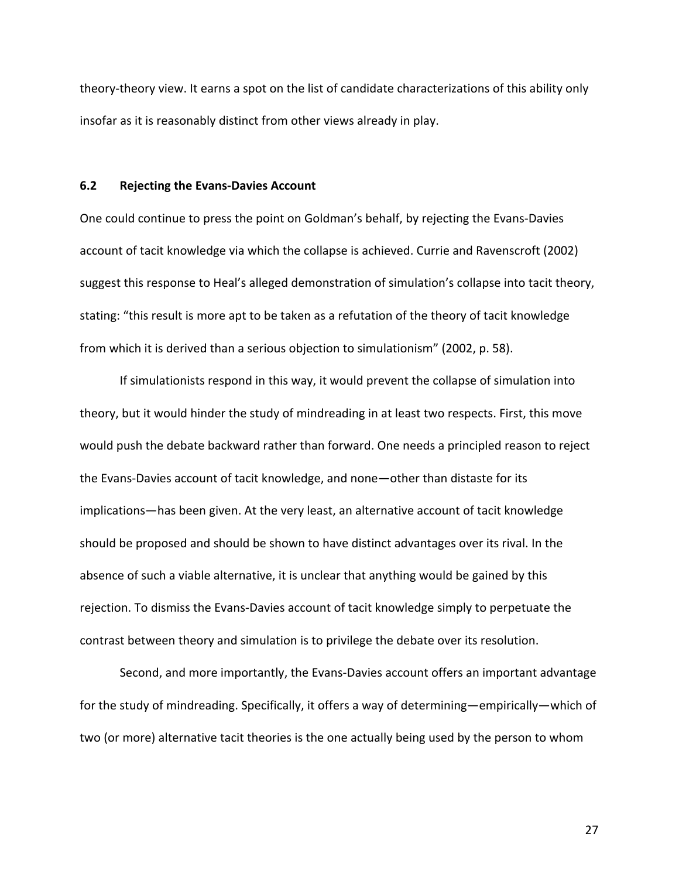theory-theory view. It earns a spot on the list of candidate characterizations of this ability only insofar as it is reasonably distinct from other views already in play.

### 6.2 Rejecting the Evans-Davies Account

One could continue to press the point on Goldman's behalf, by rejecting the Evans-Davies account of tacit knowledge via which the collapse is achieved. Currie and Ravenscroft (2002) suggest this response to Heal's alleged demonstration of simulation's collapse into tacit theory, stating: "this result is more apt to be taken as a refutation of the theory of tacit knowledge from which it is derived than a serious objection to simulationism" (2002, p. 58).

If simulationists respond in this way, it would prevent the collapse of simulation into theory, but it would hinder the study of mindreading in at least two respects. First, this move would push the debate backward rather than forward. One needs a principled reason to reject the Evans-Davies account of tacit knowledge, and none—other than distaste for its implications—has been given. At the very least, an alternative account of tacit knowledge should be proposed and should be shown to have distinct advantages over its rival. In the absence of such a viable alternative, it is unclear that anything would be gained by this rejection. To dismiss the Evans-Davies account of tacit knowledge simply to perpetuate the contrast between theory and simulation is to privilege the debate over its resolution.

Second, and more importantly, the Evans-Davies account offers an important advantage for the study of mindreading. Specifically, it offers a way of determining—empirically—which of two (or more) alternative tacit theories is the one actually being used by the person to whom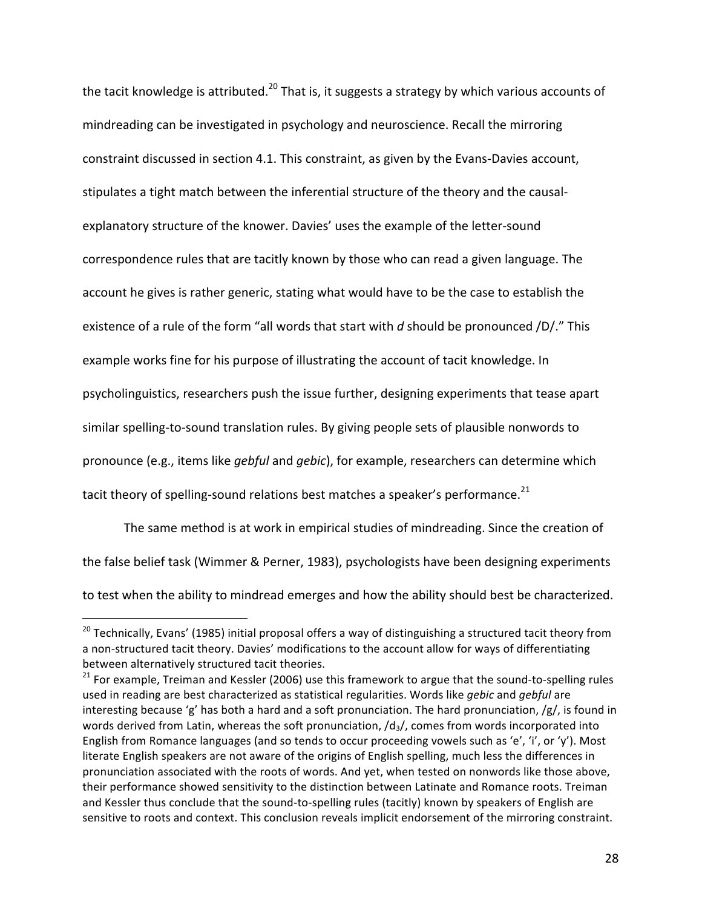the tacit knowledge is attributed.[20] That is, it suggests a strategy by which various accounts of mindreading can be investigated in psychology and neuroscience. Recall the mirroring constraint discussed in section 4.1. This constraint, as given by the Evans-Davies account, stipulates a tight match between the inferential structure of the theory and the causal-explanatory structure of the knower. Davies' uses the example of the letter-sound correspondence rules that are tacitly known by those who can read a given language. The account he gives is rather generic, stating what would have to be the case to establish the existence of a rule of the form "all words that start with *d* should be pronounced /D/." This example works fine for his purpose of illustrating the account of tacit knowledge. In psycholinguistics, researchers push the issue further, designing experiments that tease apart similar spelling-to-sound translation rules. By giving people sets of plausible nonwords to pronounce (e.g., items like *gebful* and *gebic*), for example, researchers can determine which tacit theory of spelling-sound relations best matches a speaker's performance.[21]

The same method is at work in empirical studies of mindreading. Since the creation of the false belief task (Wimmer & Perner, 1983), psychologists have been designing experiments to test when the ability to mindread emerges and how the ability should best be characterized.

---

[20] Technically, Evans' (1985) initial proposal offers a way of distinguishing a structured tacit theory from a non-structured tacit theory. Davies' modifications to the account allow for ways of differentiating between alternatively structured tacit theories.

[21] For example, Treiman and Kessler (2006) use this framework to argue that the sound-to-spelling rules used in reading are best characterized as statistical regularities. Words like *gebic* and *gebful* are interesting because 'g' has both a hard and a soft pronunciation. The hard pronunciation, /g/, is found in words derived from Latin, whereas the soft pronunciation, /d$_3$/, comes from words incorporated into English from Romance languages (and so tends to occur proceeding vowels such as 'e', 'i', or 'y'). Most literate English speakers are not aware of the origins of English spelling, much less the differences in pronunciation associated with the roots of words. And yet, when tested on nonwords like those above, their performance showed sensitivity to the distinction between Latinate and Romance roots. Treiman and Kessler thus conclude that the sound-to-spelling rules (tacitly) known by speakers of English are sensitive to roots and context. This conclusion reveals implicit endorsement of the mirroring constraint.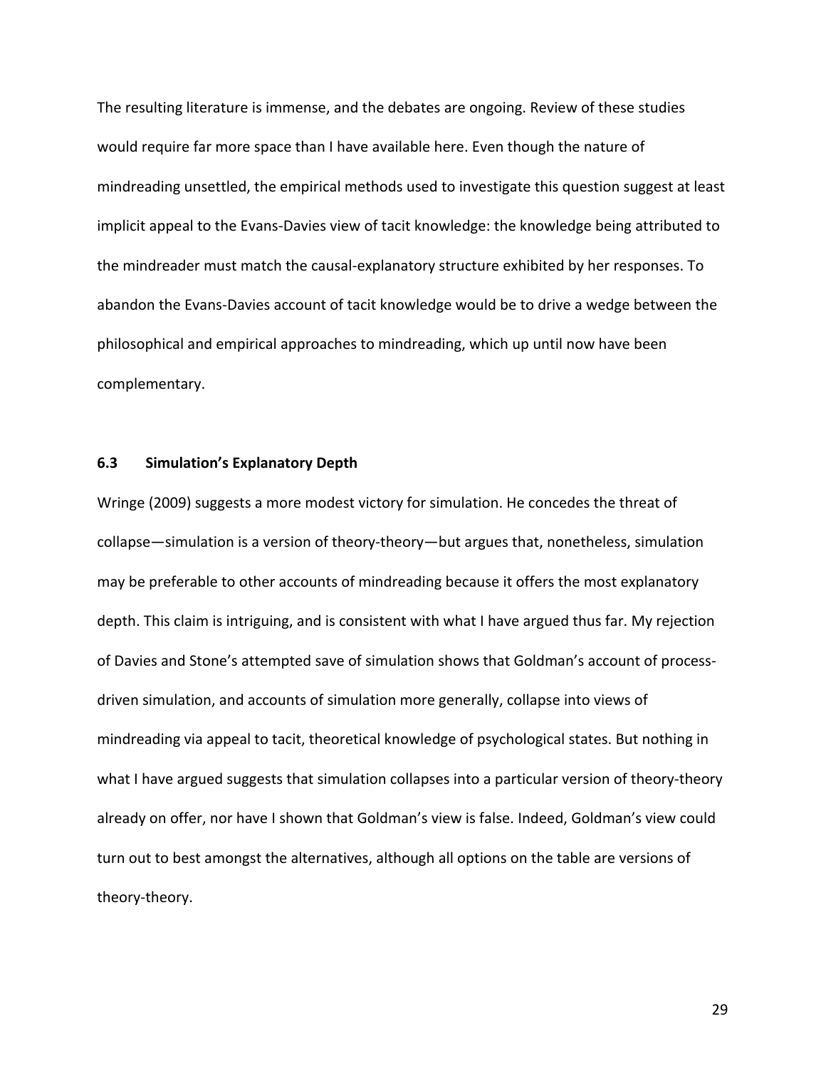The resulting literature is immense, and the debates are ongoing. Review of these studies would require far more space than I have available here. Even though the nature of mindreading unsettled, the empirical methods used to investigate this question suggest at least implicit appeal to the Evans-Davies view of tacit knowledge: the knowledge being attributed to the mindreader must match the causal-explanatory structure exhibited by her responses. To abandon the Evans-Davies account of tacit knowledge would be to drive a wedge between the philosophical and empirical approaches to mindreading, which up until now have been complementary.

### 6.3 Simulation's Explanatory Depth

Wringe (2009) suggests a more modest victory for simulation. He concedes the threat of collapse—simulation is a version of theory-theory—but argues that, nonetheless, simulation may be preferable to other accounts of mindreading because it offers the most explanatory depth. This claim is intriguing, and is consistent with what I have argued thus far. My rejection of Davies and Stone's attempted save of simulation shows that Goldman's account of process-driven simulation, and accounts of simulation more generally, collapse into views of mindreading via appeal to tacit, theoretical knowledge of psychological states. But nothing in what I have argued suggests that simulation collapses into a particular version of theory-theory already on offer, nor have I shown that Goldman's view is false. Indeed, Goldman's view could turn out to best amongst the alternatives, although all options on the table are versions of theory-theory.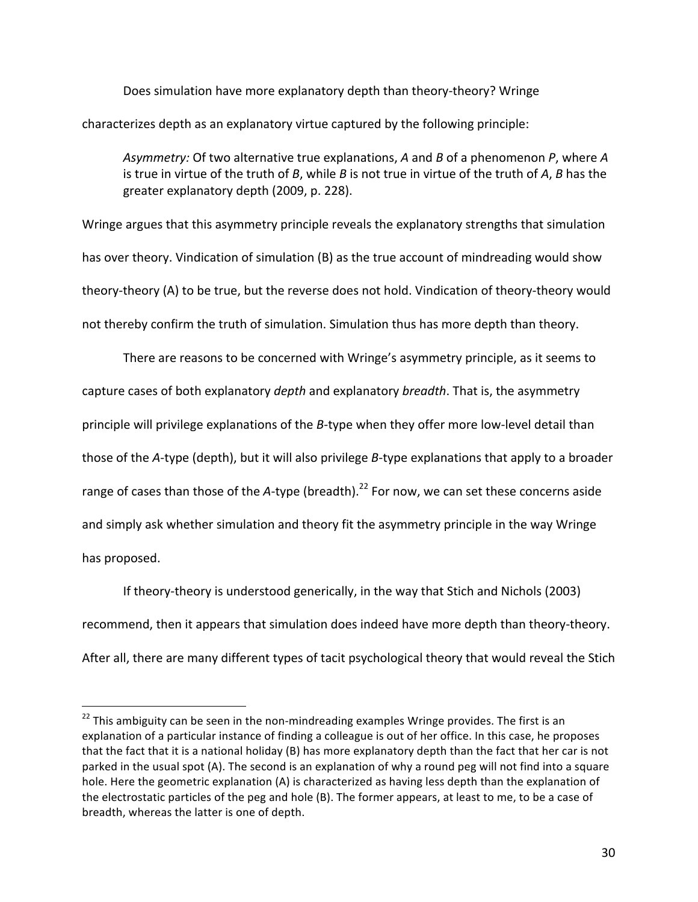Does simulation have more explanatory depth than theory-theory? Wringe characterizes depth as an explanatory virtue captured by the following principle:

> *Asymmetry:* Of two alternative true explanations, *A* and *B* of a phenomenon *P*, where *A* is true in virtue of the truth of *B*, while *B* is not true in virtue of the truth of *A*, *B* has the greater explanatory depth (2009, p. 228).

Wringe argues that this asymmetry principle reveals the explanatory strengths that simulation has over theory. Vindication of simulation (B) as the true account of mindreading would show theory-theory (A) to be true, but the reverse does not hold. Vindication of theory-theory would not thereby confirm the truth of simulation. Simulation thus has more depth than theory.

There are reasons to be concerned with Wringe's asymmetry principle, as it seems to capture cases of both explanatory *depth* and explanatory *breadth*. That is, the asymmetry principle will privilege explanations of the *B*-type when they offer more low-level detail than those of the *A*-type (depth), but it will also privilege *B*-type explanations that apply to a broader range of cases than those of the *A*-type (breadth).[22] For now, we can set these concerns aside and simply ask whether simulation and theory fit the asymmetry principle in the way Wringe has proposed.

If theory-theory is understood generically, in the way that Stich and Nichols (2003) recommend, then it appears that simulation does indeed have more depth than theory-theory. After all, there are many different types of tacit psychological theory that would reveal the Stich

---

[22] This ambiguity can be seen in the non-mindreading examples Wringe provides. The first is an explanation of a particular instance of finding a colleague is out of her office. In this case, he proposes that the fact that it is a national holiday (B) has more explanatory depth than the fact that her car is not parked in the usual spot (A). The second is an explanation of why a round peg will not find into a square hole. Here the geometric explanation (A) is characterized as having less depth than the explanation of the electrostatic particles of the peg and hole (B). The former appears, at least to me, to be a case of breadth, whereas the latter is one of depth.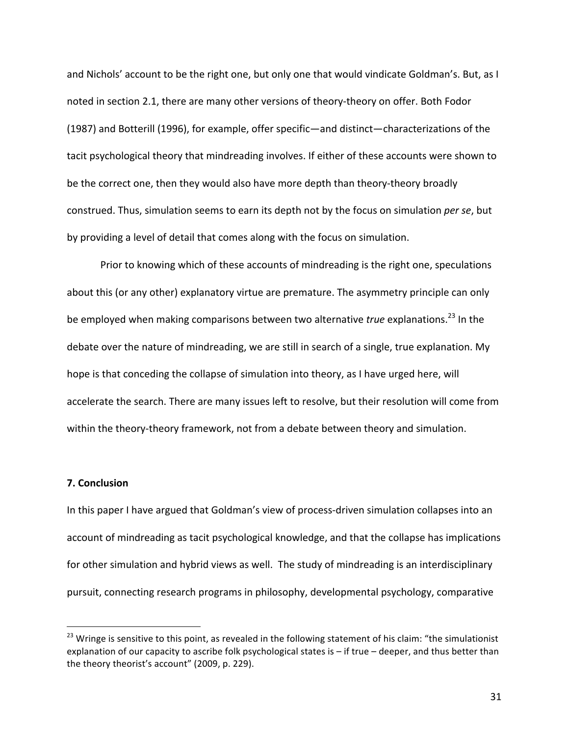and Nichols' account to be the right one, but only one that would vindicate Goldman's. But, as I noted in section 2.1, there are many other versions of theory-theory on offer. Both Fodor (1987) and Botterill (1996), for example, offer specific—and distinct—characterizations of the tacit psychological theory that mindreading involves. If either of these accounts were shown to be the correct one, then they would also have more depth than theory-theory broadly construed. Thus, simulation seems to earn its depth not by the focus on simulation *per se*, but by providing a level of detail that comes along with the focus on simulation.

Prior to knowing which of these accounts of mindreading is the right one, speculations about this (or any other) explanatory virtue are premature. The asymmetry principle can only be employed when making comparisons between two alternative *true* explanations.[23] In the debate over the nature of mindreading, we are still in search of a single, true explanation. My hope is that conceding the collapse of simulation into theory, as I have urged here, will accelerate the search. There are many issues left to resolve, but their resolution will come from within the theory-theory framework, not from a debate between theory and simulation.

## 7. Conclusion

In this paper I have argued that Goldman's view of process-driven simulation collapses into an account of mindreading as tacit psychological knowledge, and that the collapse has implications for other simulation and hybrid views as well. The study of mindreading is an interdisciplinary pursuit, connecting research programs in philosophy, developmental psychology, comparative

[23] Wringe is sensitive to this point, as revealed in the following statement of his claim: "the simulationist explanation of our capacity to ascribe folk psychological states is – if true – deeper, and thus better than the theory theorist's account" (2009, p. 229).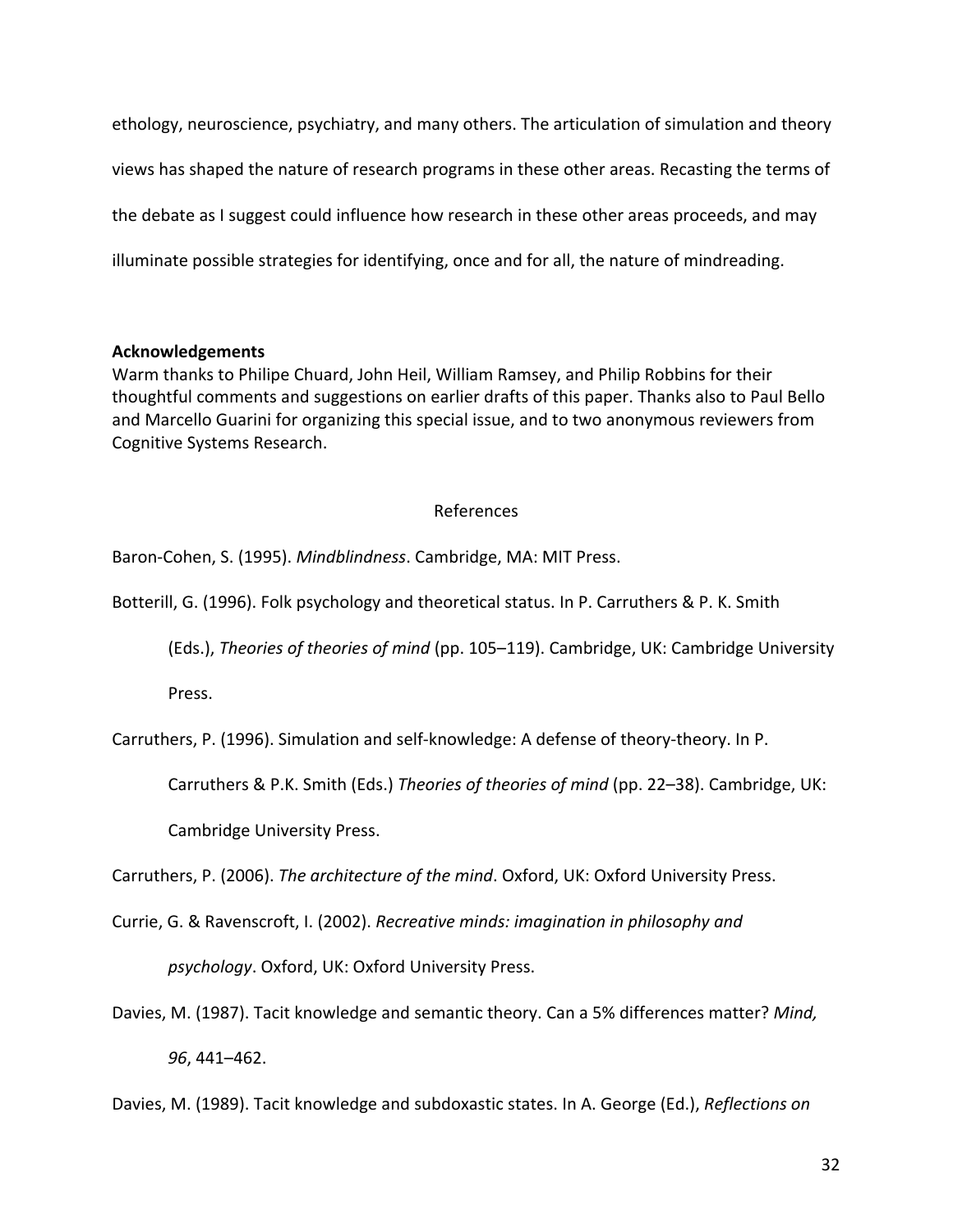ethology, neuroscience, psychiatry, and many others. The articulation of simulation and theory views has shaped the nature of research programs in these other areas. Recasting the terms of the debate as I suggest could influence how research in these other areas proceeds, and may illuminate possible strategies for identifying, once and for all, the nature of mindreading.

**Acknowledgements**

Warm thanks to Philipe Chuard, John Heil, William Ramsey, and Philip Robbins for their thoughtful comments and suggestions on earlier drafts of this paper. Thanks also to Paul Bello and Marcello Guarini for organizing this special issue, and to two anonymous reviewers from Cognitive Systems Research.

## References

Baron-Cohen, S. (1995). *Mindblindness*. Cambridge, MA: MIT Press.

Botterill, G. (1996). Folk psychology and theoretical status. In P. Carruthers & P. K. Smith (Eds.), *Theories of theories of mind* (pp. 105–119). Cambridge, UK: Cambridge University Press.

Carruthers, P. (1996). Simulation and self-knowledge: A defense of theory-theory. In P. Carruthers & P.K. Smith (Eds.) *Theories of theories of mind* (pp. 22–38). Cambridge, UK: Cambridge University Press.

Carruthers, P. (2006). *The architecture of the mind*. Oxford, UK: Oxford University Press.

Currie, G. & Ravenscroft, I. (2002). *Recreative minds: imagination in philosophy and psychology*. Oxford, UK: Oxford University Press.

Davies, M. (1987). Tacit knowledge and semantic theory. Can a 5% differences matter? *Mind, 96*, 441–462.

Davies, M. (1989). Tacit knowledge and subdoxastic states. In A. George (Ed.), *Reflections on*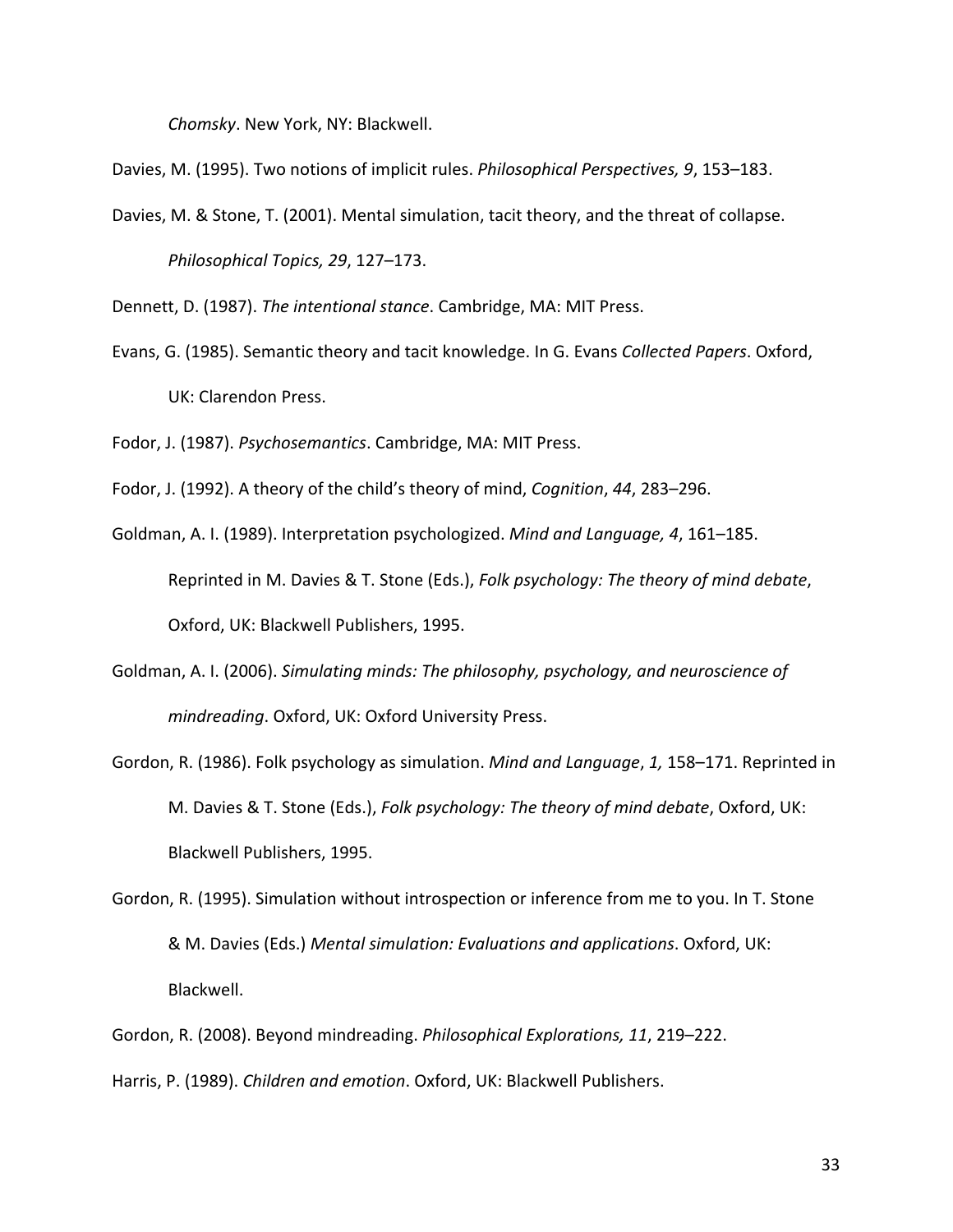*Chomsky*. New York, NY: Blackwell.

Davies, M. (1995). Two notions of implicit rules. *Philosophical Perspectives, 9*, 153–183.

Davies, M. & Stone, T. (2001). Mental simulation, tacit theory, and the threat of collapse. *Philosophical Topics, 29*, 127–173.

Dennett, D. (1987). *The intentional stance*. Cambridge, MA: MIT Press.

Evans, G. (1985). Semantic theory and tacit knowledge. In G. Evans *Collected Papers*. Oxford, UK: Clarendon Press.

Fodor, J. (1987). *Psychosemantics*. Cambridge, MA: MIT Press.

Fodor, J. (1992). A theory of the child's theory of mind, *Cognition*, *44*, 283–296.

Goldman, A. I. (1989). Interpretation psychologized. *Mind and Language, 4*, 161–185. Reprinted in M. Davies & T. Stone (Eds.), *Folk psychology: The theory of mind debate*, Oxford, UK: Blackwell Publishers, 1995.

Goldman, A. I. (2006). *Simulating minds: The philosophy, psychology, and neuroscience of mindreading*. Oxford, UK: Oxford University Press.

Gordon, R. (1986). Folk psychology as simulation. *Mind and Language*, *1,* 158–171. Reprinted in M. Davies & T. Stone (Eds.), *Folk psychology: The theory of mind debate*, Oxford, UK: Blackwell Publishers, 1995.

Gordon, R. (1995). Simulation without introspection or inference from me to you. In T. Stone & M. Davies (Eds.) *Mental simulation: Evaluations and applications*. Oxford, UK: Blackwell.

Gordon, R. (2008). Beyond mindreading. *Philosophical Explorations, 11*, 219–222.

Harris, P. (1989). *Children and emotion*. Oxford, UK: Blackwell Publishers.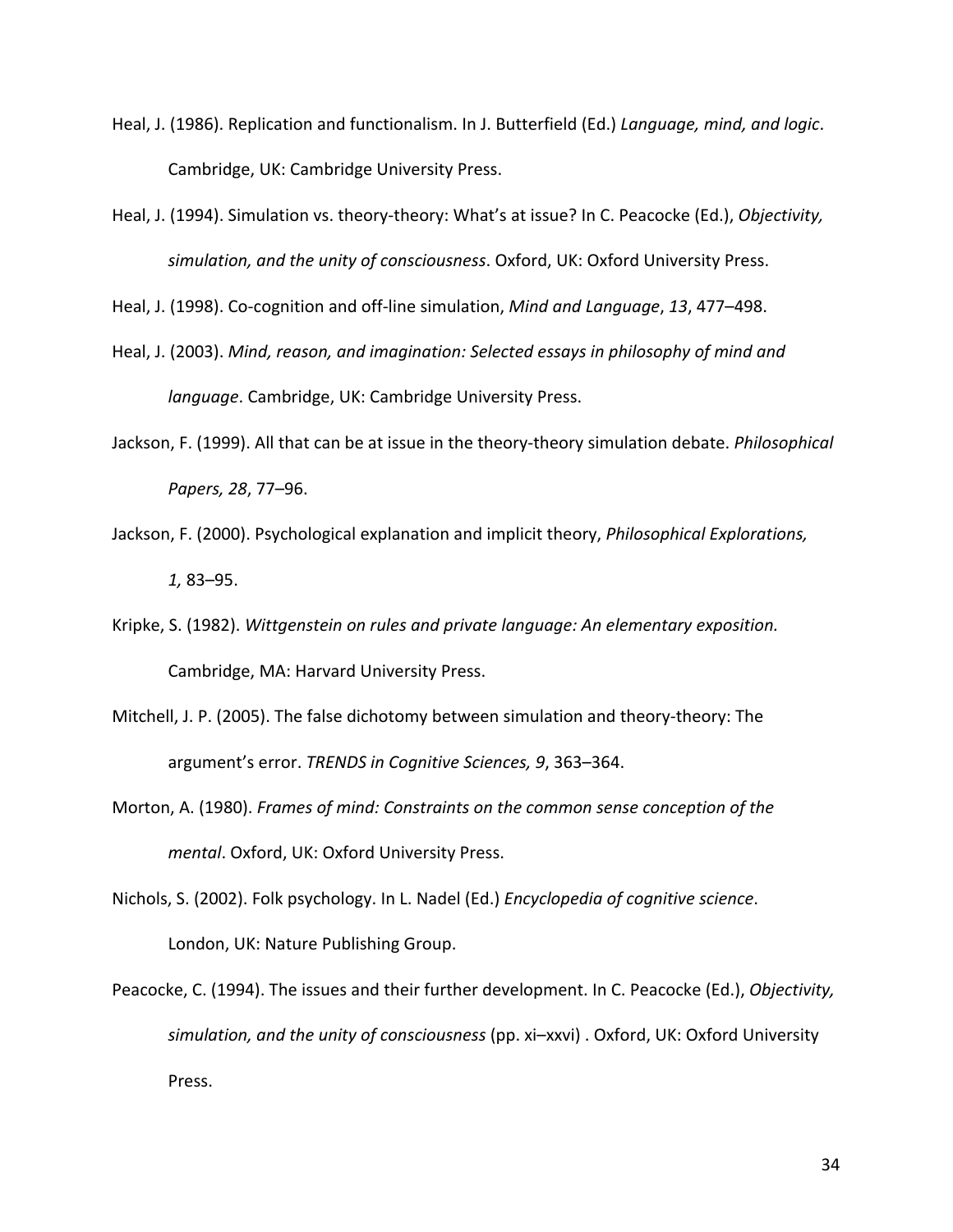Heal, J. (1986). Replication and functionalism. In J. Butterfield (Ed.) *Language, mind, and logic*. Cambridge, UK: Cambridge University Press.

Heal, J. (1994). Simulation vs. theory-theory: What's at issue? In C. Peacocke (Ed.), *Objectivity, simulation, and the unity of consciousness*. Oxford, UK: Oxford University Press.

Heal, J. (1998). Co-cognition and off-line simulation, *Mind and Language*, *13*, 477–498.

Heal, J. (2003). *Mind, reason, and imagination: Selected essays in philosophy of mind and language*. Cambridge, UK: Cambridge University Press.

Jackson, F. (1999). All that can be at issue in the theory-theory simulation debate. *Philosophical Papers, 28*, 77–96.

Jackson, F. (2000). Psychological explanation and implicit theory, *Philosophical Explorations, 1,* 83–95.

Kripke, S. (1982). *Wittgenstein on rules and private language: An elementary exposition.* Cambridge, MA: Harvard University Press.

Mitchell, J. P. (2005). The false dichotomy between simulation and theory-theory: The argument's error. *TRENDS in Cognitive Sciences, 9*, 363–364.

Morton, A. (1980). *Frames of mind: Constraints on the common sense conception of the mental*. Oxford, UK: Oxford University Press.

Nichols, S. (2002). Folk psychology. In L. Nadel (Ed.) *Encyclopedia of cognitive science*. London, UK: Nature Publishing Group.

Peacocke, C. (1994). The issues and their further development. In C. Peacocke (Ed.), *Objectivity, simulation, and the unity of consciousness* (pp. xi–xxvi) . Oxford, UK: Oxford University Press.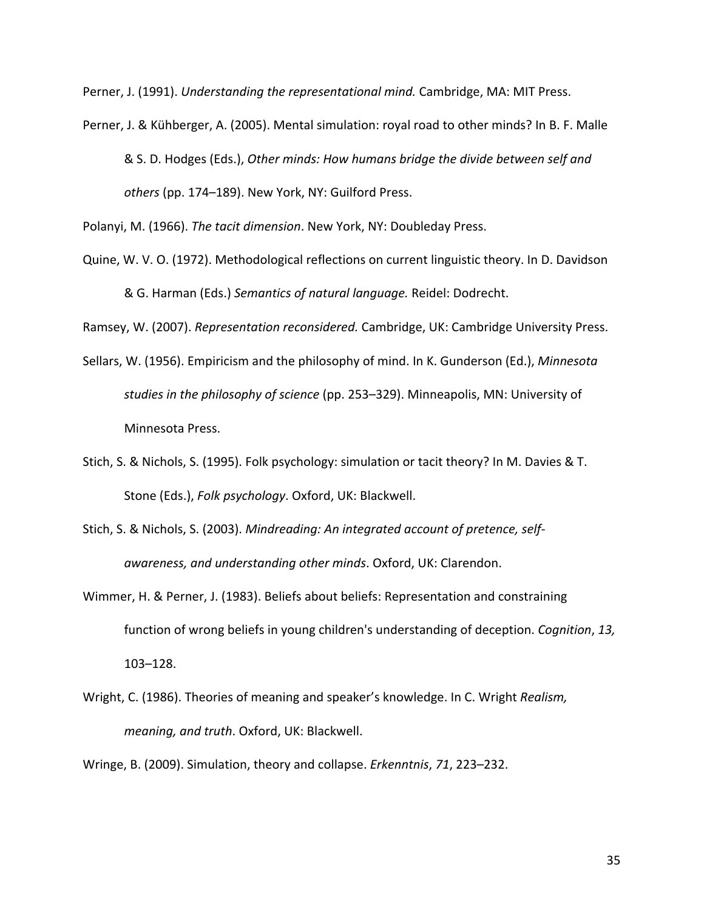Perner, J. (1991). *Understanding the representational mind.* Cambridge, MA: MIT Press.

Perner, J. & Kühberger, A. (2005). Mental simulation: royal road to other minds? In B. F. Malle & S. D. Hodges (Eds.), *Other minds: How humans bridge the divide between self and others* (pp. 174–189). New York, NY: Guilford Press.

Polanyi, M. (1966). *The tacit dimension*. New York, NY: Doubleday Press.

Quine, W. V. O. (1972). Methodological reflections on current linguistic theory. In D. Davidson & G. Harman (Eds.) *Semantics of natural language.* Reidel: Dodrecht.

Ramsey, W. (2007). *Representation reconsidered.* Cambridge, UK: Cambridge University Press.

Sellars, W. (1956). Empiricism and the philosophy of mind. In K. Gunderson (Ed.), *Minnesota studies in the philosophy of science* (pp. 253–329). Minneapolis, MN: University of Minnesota Press.

Stich, S. & Nichols, S. (1995). Folk psychology: simulation or tacit theory? In M. Davies & T. Stone (Eds.), *Folk psychology*. Oxford, UK: Blackwell.

Stich, S. & Nichols, S. (2003). *Mindreading: An integrated account of pretence, self-awareness, and understanding other minds*. Oxford, UK: Clarendon.

Wimmer, H. & Perner, J. (1983). Beliefs about beliefs: Representation and constraining function of wrong beliefs in young children's understanding of deception. *Cognition*, *13,* 103–128.

Wright, C. (1986). Theories of meaning and speaker's knowledge. In C. Wright *Realism, meaning, and truth*. Oxford, UK: Blackwell.

Wringe, B. (2009). Simulation, theory and collapse. *Erkenntnis*, *71*, 223–232.